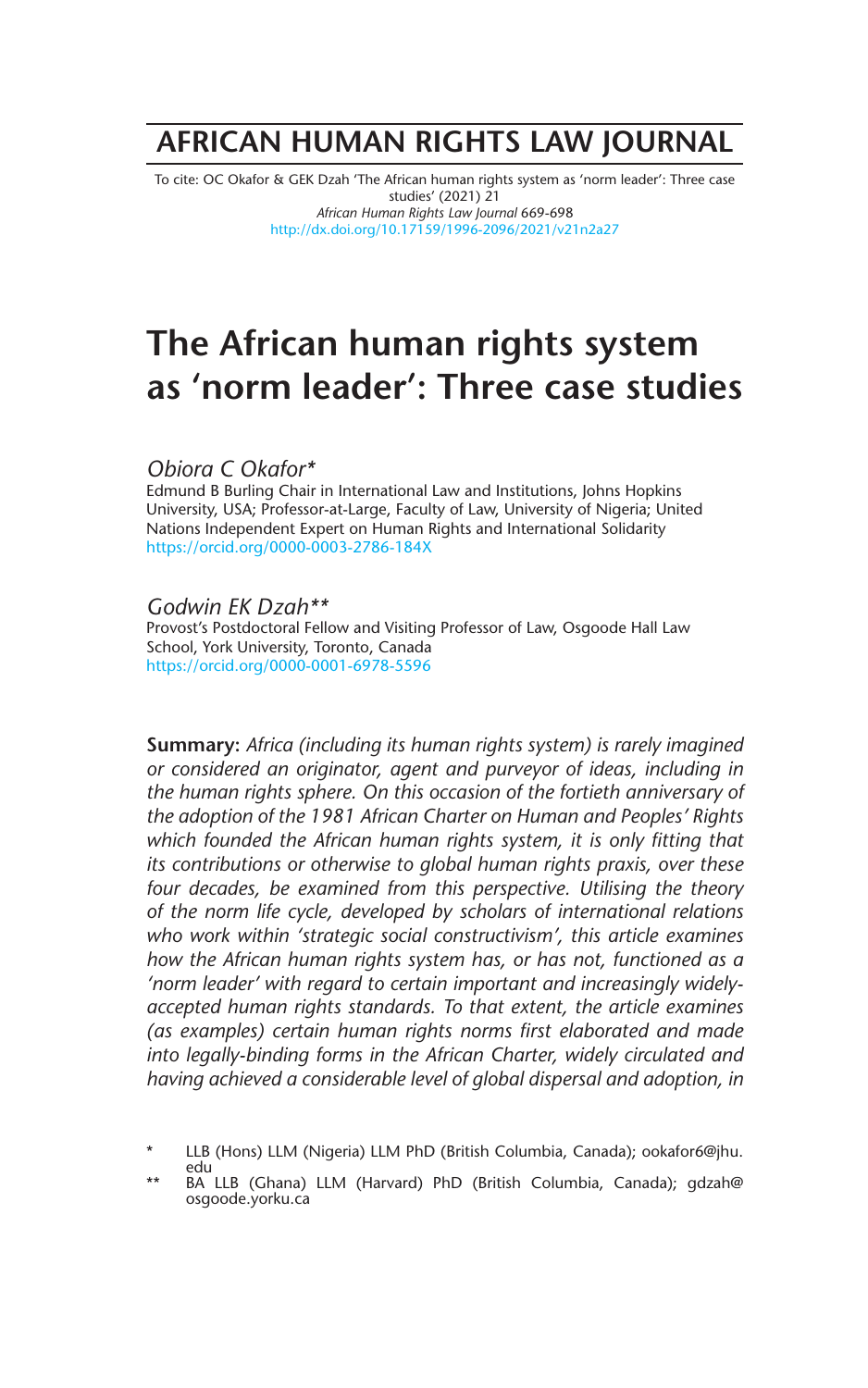# AFRICAN HUMAN RIGHTS LAW JOURNAL

To cite: OC Okafor & GEK Dzah 'The African human rights system as 'norm leader': Three case studies' (2021) 21 *African Human Rights Law Journal* 669-698
http://dx.doi.org/10.17159/1996-2096/2021/v21n2a27

# The African human rights system as 'norm leader': Three case studies

*Obiora C Okafor\**
Edmund B Burling Chair in International Law and Institutions, Johns Hopkins University, USA; Professor-at-Large, Faculty of Law, University of Nigeria; United Nations Independent Expert on Human Rights and International Solidarity
https://orcid.org/0000-0003-2786-184X

*Godwin EK Dzah\*\**
Provost's Postdoctoral Fellow and Visiting Professor of Law, Osgoode Hall Law School, York University, Toronto, Canada
https://orcid.org/0000-0001-6978-5596

**Summary:** *Africa (including its human rights system) is rarely imagined or considered an originator, agent and purveyor of ideas, including in the human rights sphere. On this occasion of the fortieth anniversary of the adoption of the 1981 African Charter on Human and Peoples' Rights which founded the African human rights system, it is only fitting that its contributions or otherwise to global human rights praxis, over these four decades, be examined from this perspective. Utilising the theory of the norm life cycle, developed by scholars of international relations who work within 'strategic social constructivism', this article examines how the African human rights system has, or has not, functioned as a 'norm leader' with regard to certain important and increasingly widely-accepted human rights standards. To that extent, the article examines (as examples) certain human rights norms first elaborated and made into legally-binding forms in the African Charter, widely circulated and having achieved a considerable level of global dispersal and adoption, in*

\* LLB (Hons) LLM (Nigeria) LLM PhD (British Columbia, Canada); ookafor6@jhu.edu

\*\* BA LLB (Ghana) LLM (Harvard) PhD (British Columbia, Canada); gdzah@osgoode.yorku.ca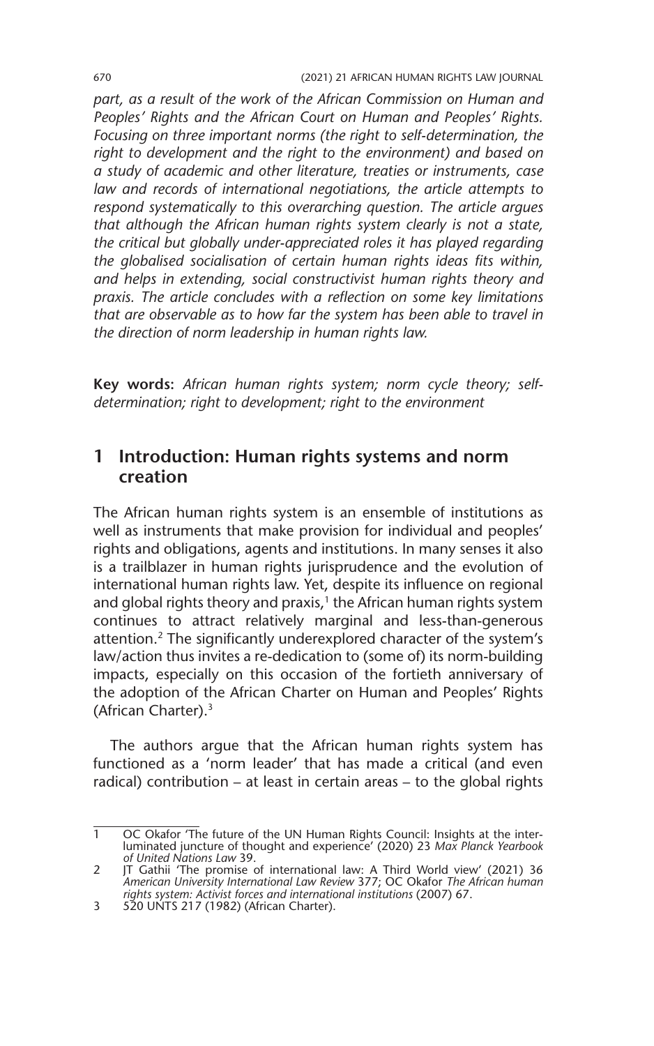*part, as a result of the work of the African Commission on Human and Peoples' Rights and the African Court on Human and Peoples' Rights. Focusing on three important norms (the right to self-determination, the right to development and the right to the environment) and based on a study of academic and other literature, treaties or instruments, case law and records of international negotiations, the article attempts to respond systematically to this overarching question. The article argues that although the African human rights system clearly is not a state, the critical but globally under-appreciated roles it has played regarding the globalised socialisation of certain human rights ideas fits within, and helps in extending, social constructivist human rights theory and praxis. The article concludes with a reflection on some key limitations that are observable as to how far the system has been able to travel in the direction of norm leadership in human rights law.*

**Key words:** *African human rights system; norm cycle theory; self-determination; right to development; right to the environment*

## 1 Introduction: Human rights systems and norm creation

The African human rights system is an ensemble of institutions as well as instruments that make provision for individual and peoples' rights and obligations, agents and institutions. In many senses it also is a trailblazer in human rights jurisprudence and the evolution of international human rights law. Yet, despite its influence on regional and global rights theory and praxis,[1] the African human rights system continues to attract relatively marginal and less-than-generous attention.[2] The significantly underexplored character of the system's law/action thus invites a re-dedication to (some of) its norm-building impacts, especially on this occasion of the fortieth anniversary of the adoption of the African Charter on Human and Peoples' Rights (African Charter).[3]

The authors argue that the African human rights system has functioned as a 'norm leader' that has made a critical (and even radical) contribution – at least in certain areas – to the global rights

---

1 OC Okafor 'The future of the UN Human Rights Council: Insights at the inter-luminated juncture of thought and experience' (2020) 23 *Max Planck Yearbook of United Nations Law* 39.

2 JT Gathii 'The promise of international law: A Third World view' (2021) 36 *American University International Law Review* 377; OC Okafor *The African human rights system: Activist forces and international institutions* (2007) 67.

3 520 UNTS 217 (1982) (African Charter).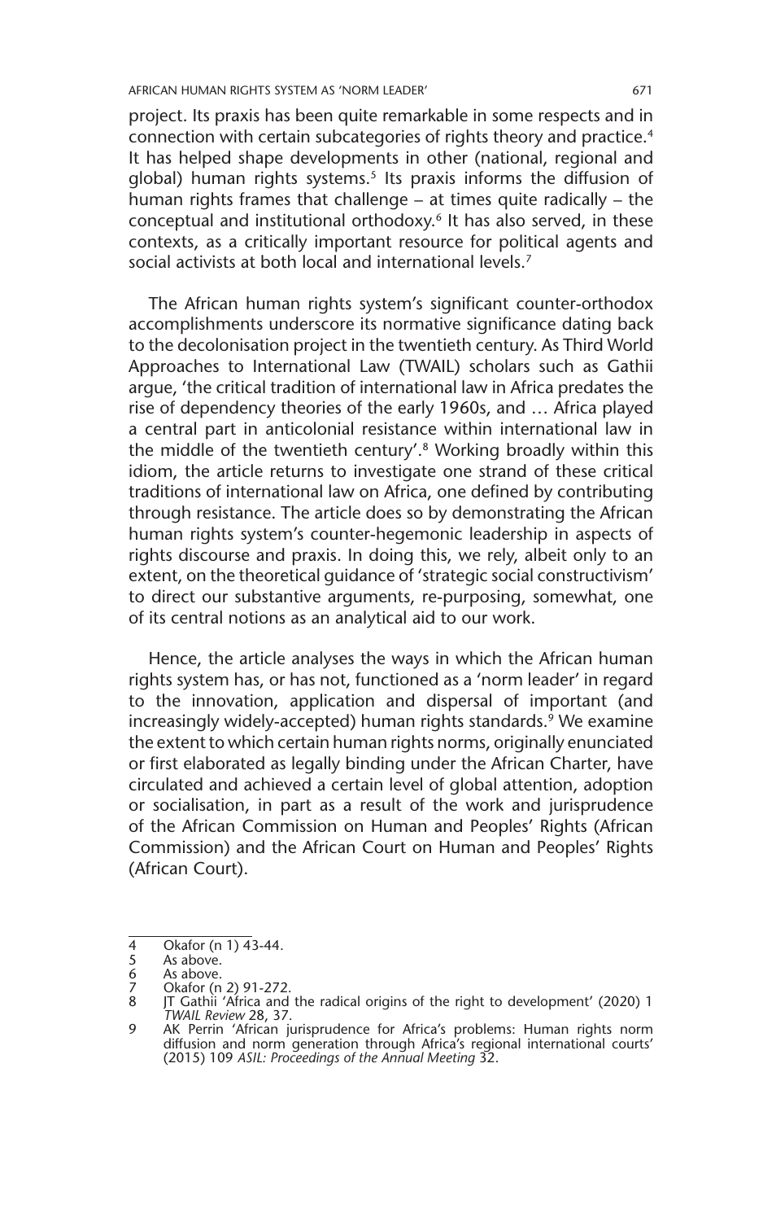project. Its praxis has been quite remarkable in some respects and in connection with certain subcategories of rights theory and practice.[4] It has helped shape developments in other (national, regional and global) human rights systems.[5] Its praxis informs the diffusion of human rights frames that challenge – at times quite radically – the conceptual and institutional orthodoxy.[6] It has also served, in these contexts, as a critically important resource for political agents and social activists at both local and international levels.[7]

The African human rights system's significant counter-orthodox accomplishments underscore its normative significance dating back to the decolonisation project in the twentieth century. As Third World Approaches to International Law (TWAIL) scholars such as Gathii argue, 'the critical tradition of international law in Africa predates the rise of dependency theories of the early 1960s, and … Africa played a central part in anticolonial resistance within international law in the middle of the twentieth century'.[8] Working broadly within this idiom, the article returns to investigate one strand of these critical traditions of international law on Africa, one defined by contributing through resistance. The article does so by demonstrating the African human rights system's counter-hegemonic leadership in aspects of rights discourse and praxis. In doing this, we rely, albeit only to an extent, on the theoretical guidance of 'strategic social constructivism' to direct our substantive arguments, re-purposing, somewhat, one of its central notions as an analytical aid to our work.

Hence, the article analyses the ways in which the African human rights system has, or has not, functioned as a 'norm leader' in regard to the innovation, application and dispersal of important (and increasingly widely-accepted) human rights standards.[9] We examine the extent to which certain human rights norms, originally enunciated or first elaborated as legally binding under the African Charter, have circulated and achieved a certain level of global attention, adoption or socialisation, in part as a result of the work and jurisprudence of the African Commission on Human and Peoples' Rights (African Commission) and the African Court on Human and Peoples' Rights (African Court).

---

4 Okafor (n 1) 43-44.
5 As above.
6 As above.
7 Okafor (n 2) 91-272.
8 JT Gathii 'Africa and the radical origins of the right to development' (2020) 1 *TWAIL Review* 28, 37.
9 AK Perrin 'African jurisprudence for Africa's problems: Human rights norm diffusion and norm generation through Africa's regional international courts' (2015) 109 *ASIL: Proceedings of the Annual Meeting* 32.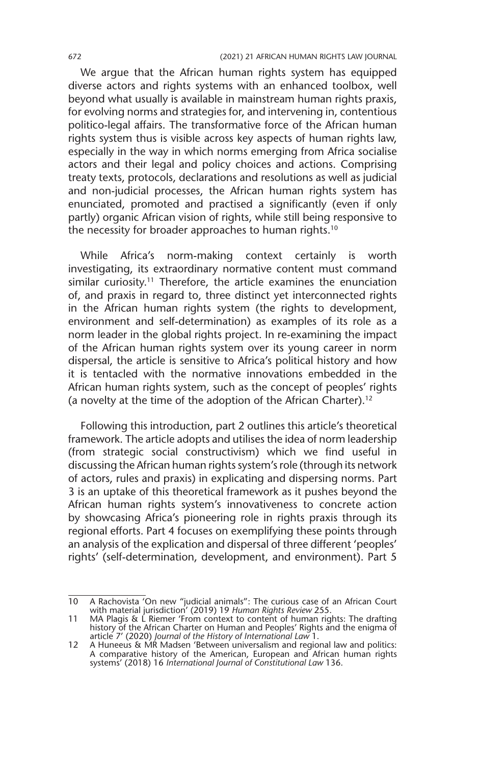We argue that the African human rights system has equipped diverse actors and rights systems with an enhanced toolbox, well beyond what usually is available in mainstream human rights praxis, for evolving norms and strategies for, and intervening in, contentious politico-legal affairs. The transformative force of the African human rights system thus is visible across key aspects of human rights law, especially in the way in which norms emerging from Africa socialise actors and their legal and policy choices and actions. Comprising treaty texts, protocols, declarations and resolutions as well as judicial and non-judicial processes, the African human rights system has enunciated, promoted and practised a significantly (even if only partly) organic African vision of rights, while still being responsive to the necessity for broader approaches to human rights.[10]

While Africa's norm-making context certainly is worth investigating, its extraordinary normative content must command similar curiosity.[11] Therefore, the article examines the enunciation of, and praxis in regard to, three distinct yet interconnected rights in the African human rights system (the rights to development, environment and self-determination) as examples of its role as a norm leader in the global rights project. In re-examining the impact of the African human rights system over its young career in norm dispersal, the article is sensitive to Africa's political history and how it is tentacled with the normative innovations embedded in the African human rights system, such as the concept of peoples' rights (a novelty at the time of the adoption of the African Charter).[12]

Following this introduction, part 2 outlines this article's theoretical framework. The article adopts and utilises the idea of norm leadership (from strategic social constructivism) which we find useful in discussing the African human rights system's role (through its network of actors, rules and praxis) in explicating and dispersing norms. Part 3 is an uptake of this theoretical framework as it pushes beyond the African human rights system's innovativeness to concrete action by showcasing Africa's pioneering role in rights praxis through its regional efforts. Part 4 focuses on exemplifying these points through an analysis of the explication and dispersal of three different 'peoples' rights' (self-determination, development, and environment). Part 5

---

10 A Rachovista 'On new "judicial animals": The curious case of an African Court with material jurisdiction' (2019) 19 *Human Rights Review* 255.

11 MA Plagis & L Riemer 'From context to content of human rights: The drafting history of the African Charter on Human and Peoples' Rights and the enigma of article 7' (2020) *Journal of the History of International Law* 1.

12 A Huneeus & MR Madsen 'Between universalism and regional law and politics: A comparative history of the American, European and African human rights systems' (2018) 16 *International Journal of Constitutional Law* 136.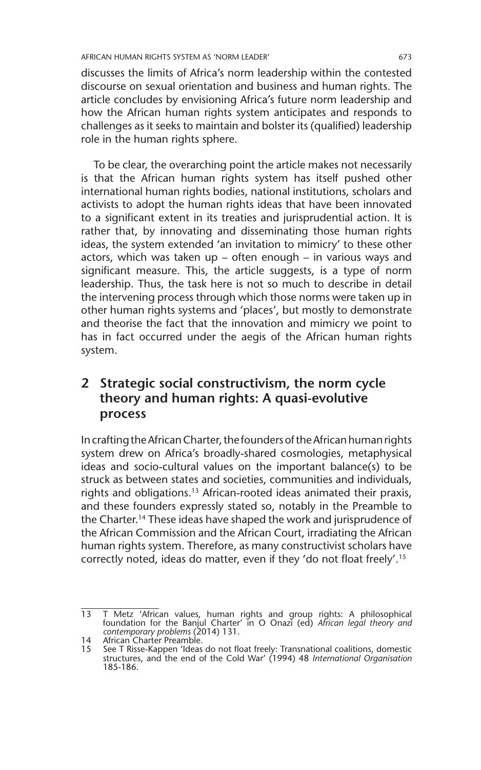discusses the limits of Africa's norm leadership within the contested discourse on sexual orientation and business and human rights. The article concludes by envisioning Africa's future norm leadership and how the African human rights system anticipates and responds to challenges as it seeks to maintain and bolster its (qualified) leadership role in the human rights sphere.

To be clear, the overarching point the article makes not necessarily is that the African human rights system has itself pushed other international human rights bodies, national institutions, scholars and activists to adopt the human rights ideas that have been innovated to a significant extent in its treaties and jurisprudential action. It is rather that, by innovating and disseminating those human rights ideas, the system extended 'an invitation to mimicry' to these other actors, which was taken up – often enough – in various ways and significant measure. This, the article suggests, is a type of norm leadership. Thus, the task here is not so much to describe in detail the intervening process through which those norms were taken up in other human rights systems and 'places', but mostly to demonstrate and theorise the fact that the innovation and mimicry we point to has in fact occurred under the aegis of the African human rights system.

## 2 Strategic social constructivism, the norm cycle theory and human rights: A quasi-evolutive process

In crafting the African Charter, the founders of the African human rights system drew on Africa's broadly-shared cosmologies, metaphysical ideas and socio-cultural values on the important balance(s) to be struck as between states and societies, communities and individuals, rights and obligations.[13] African-rooted ideas animated their praxis, and these founders expressly stated so, notably in the Preamble to the Charter.[14] These ideas have shaped the work and jurisprudence of the African Commission and the African Court, irradiating the African human rights system. Therefore, as many constructivist scholars have correctly noted, ideas do matter, even if they 'do not float freely'.[15]

---

13 T Metz 'African values, human rights and group rights: A philosophical foundation for the Banjul Charter' in O Onazi (ed) *African legal theory and contemporary problems* (2014) 131.

14 African Charter Preamble.

15 See T Risse-Kappen 'Ideas do not float freely: Transnational coalitions, domestic structures, and the end of the Cold War' (1994) 48 *International Organisation* 185-186.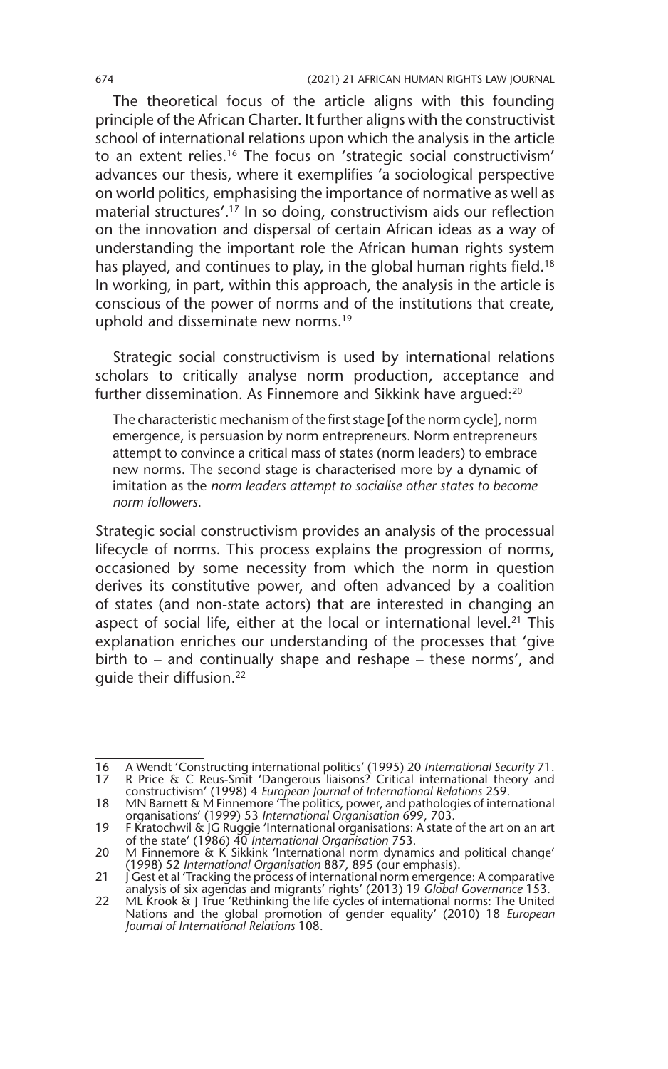The theoretical focus of the article aligns with this founding principle of the African Charter. It further aligns with the constructivist school of international relations upon which the analysis in the article to an extent relies.[16] The focus on 'strategic social constructivism' advances our thesis, where it exemplifies 'a sociological perspective on world politics, emphasising the importance of normative as well as material structures'.[17] In so doing, constructivism aids our reflection on the innovation and dispersal of certain African ideas as a way of understanding the important role the African human rights system has played, and continues to play, in the global human rights field.[18] In working, in part, within this approach, the analysis in the article is conscious of the power of norms and of the institutions that create, uphold and disseminate new norms.[19]

Strategic social constructivism is used by international relations scholars to critically analyse norm production, acceptance and further dissemination. As Finnemore and Sikkink have argued:[20]

> The characteristic mechanism of the first stage [of the norm cycle], norm emergence, is persuasion by norm entrepreneurs. Norm entrepreneurs attempt to convince a critical mass of states (norm leaders) to embrace new norms. The second stage is characterised more by a dynamic of imitation as the *norm leaders attempt to socialise other states to become norm followers*.

Strategic social constructivism provides an analysis of the processual lifecycle of norms. This process explains the progression of norms, occasioned by some necessity from which the norm in question derives its constitutive power, and often advanced by a coalition of states (and non-state actors) that are interested in changing an aspect of social life, either at the local or international level.[21] This explanation enriches our understanding of the processes that 'give birth to – and continually shape and reshape – these norms', and guide their diffusion.[22]

---

16 A Wendt 'Constructing international politics' (1995) 20 *International Security* 71.

17 R Price & C Reus-Smit 'Dangerous liaisons? Critical international theory and constructivism' (1998) 4 *European Journal of International Relations* 259.

18 MN Barnett & M Finnemore 'The politics, power, and pathologies of international organisations' (1999) 53 *International Organisation* 699, 703.

19 F Kratochwil & JG Ruggie 'International organisations: A state of the art on an art of the state' (1986) 40 *International Organisation* 753.

20 M Finnemore & K Sikkink 'International norm dynamics and political change' (1998) 52 *International Organisation* 887, 895 (our emphasis).

21 J Gest et al 'Tracking the process of international norm emergence: A comparative analysis of six agendas and migrants' rights' (2013) 19 *Global Governance* 153.

22 ML Krook & J True 'Rethinking the life cycles of international norms: The United Nations and the global promotion of gender equality' (2010) 18 *European Journal of International Relations* 108.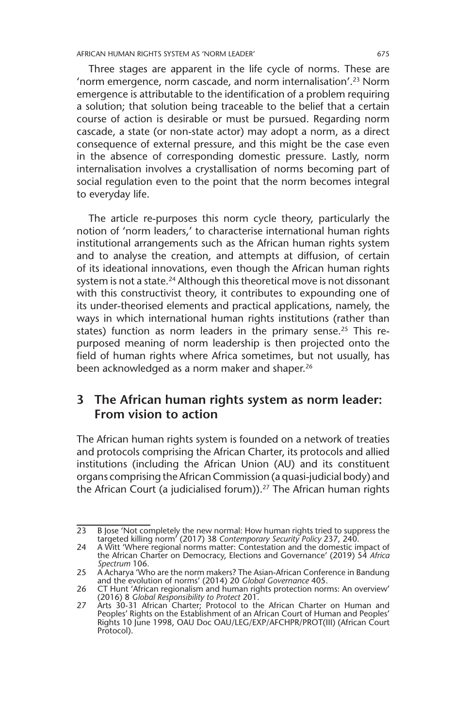Three stages are apparent in the life cycle of norms. These are 'norm emergence, norm cascade, and norm internalisation'.[23] Norm emergence is attributable to the identification of a problem requiring a solution; that solution being traceable to the belief that a certain course of action is desirable or must be pursued. Regarding norm cascade, a state (or non-state actor) may adopt a norm, as a direct consequence of external pressure, and this might be the case even in the absence of corresponding domestic pressure. Lastly, norm internalisation involves a crystallisation of norms becoming part of social regulation even to the point that the norm becomes integral to everyday life.

The article re-purposes this norm cycle theory, particularly the notion of 'norm leaders,' to characterise international human rights institutional arrangements such as the African human rights system and to analyse the creation, and attempts at diffusion, of certain of its ideational innovations, even though the African human rights system is not a state.[24] Although this theoretical move is not dissonant with this constructivist theory, it contributes to expounding one of its under-theorised elements and practical applications, namely, the ways in which international human rights institutions (rather than states) function as norm leaders in the primary sense.[25] This re-purposed meaning of norm leadership is then projected onto the field of human rights where Africa sometimes, but not usually, has been acknowledged as a norm maker and shaper.[26]

## 3 The African human rights system as norm leader: From vision to action

The African human rights system is founded on a network of treaties and protocols comprising the African Charter, its protocols and allied institutions (including the African Union (AU) and its constituent organs comprising the African Commission (a quasi-judicial body) and the African Court (a judicialised forum)).[27] The African human rights

---

23 B Jose 'Not completely the new normal: How human rights tried to suppress the targeted killing norm' (2017) 38 *Contemporary Security Policy* 237, 240.

24 A Witt 'Where regional norms matter: Contestation and the domestic impact of the African Charter on Democracy, Elections and Governance' (2019) 54 *Africa Spectrum* 106.

25 A Acharya 'Who are the norm makers? The Asian-African Conference in Bandung and the evolution of norms' (2014) 20 *Global Governance* 405.

26 CT Hunt 'African regionalism and human rights protection norms: An overview' (2016) 8 *Global Responsibility to Protect* 201.

27 Arts 30-31 African Charter; Protocol to the African Charter on Human and Peoples' Rights on the Establishment of an African Court of Human and Peoples' Rights 10 June 1998, OAU Doc OAU/LEG/EXP/AFCHPR/PROT(III) (African Court Protocol).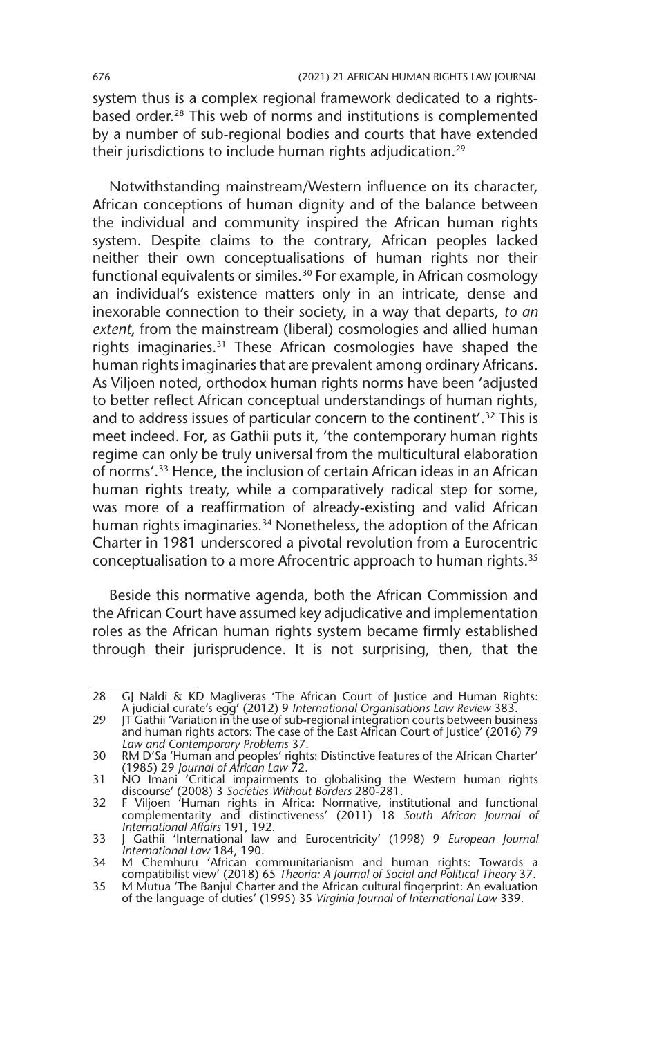system thus is a complex regional framework dedicated to a rights-based order.[28] This web of norms and institutions is complemented by a number of sub-regional bodies and courts that have extended their jurisdictions to include human rights adjudication.[29]

Notwithstanding mainstream/Western influence on its character, African conceptions of human dignity and of the balance between the individual and community inspired the African human rights system. Despite claims to the contrary, African peoples lacked neither their own conceptualisations of human rights nor their functional equivalents or similes.[30] For example, in African cosmology an individual's existence matters only in an intricate, dense and inexorable connection to their society, in a way that departs, *to an extent*, from the mainstream (liberal) cosmologies and allied human rights imaginaries.[31] These African cosmologies have shaped the human rights imaginaries that are prevalent among ordinary Africans. As Viljoen noted, orthodox human rights norms have been 'adjusted to better reflect African conceptual understandings of human rights, and to address issues of particular concern to the continent'.[32] This is meet indeed. For, as Gathii puts it, 'the contemporary human rights regime can only be truly universal from the multicultural elaboration of norms'.[33] Hence, the inclusion of certain African ideas in an African human rights treaty, while a comparatively radical step for some, was more of a reaffirmation of already-existing and valid African human rights imaginaries.[34] Nonetheless, the adoption of the African Charter in 1981 underscored a pivotal revolution from a Eurocentric conceptualisation to a more Afrocentric approach to human rights.[35]

Beside this normative agenda, both the African Commission and the African Court have assumed key adjudicative and implementation roles as the African human rights system became firmly established through their jurisprudence. It is not surprising, then, that the

---

28 GJ Naldi & KD Magliveras 'The African Court of Justice and Human Rights: A judicial curate's egg' (2012) 9 *International Organisations Law Review* 383.

29 JT Gathii 'Variation in the use of sub-regional integration courts between business and human rights actors: The case of the East African Court of Justice' (2016) 79 *Law and Contemporary Problems* 37.

30 RM D'Sa 'Human and peoples' rights: Distinctive features of the African Charter' (1985) 29 *Journal of African Law* 72.

31 NO Imani 'Critical impairments to globalising the Western human rights discourse' (2008) 3 *Societies Without Borders* 280-281.

32 F Viljoen 'Human rights in Africa: Normative, institutional and functional complementarity and distinctiveness' (2011) 18 *South African Journal of International Affairs* 191, 192.

33 J Gathii 'International law and Eurocentricity' (1998) 9 *European Journal International Law* 184, 190.

34 M Chemhuru 'African communitarianism and human rights: Towards a compatibilist view' (2018) 65 *Theoria: A Journal of Social and Political Theory* 37.

35 M Mutua 'The Banjul Charter and the African cultural fingerprint: An evaluation of the language of duties' (1995) 35 *Virginia Journal of International Law* 339.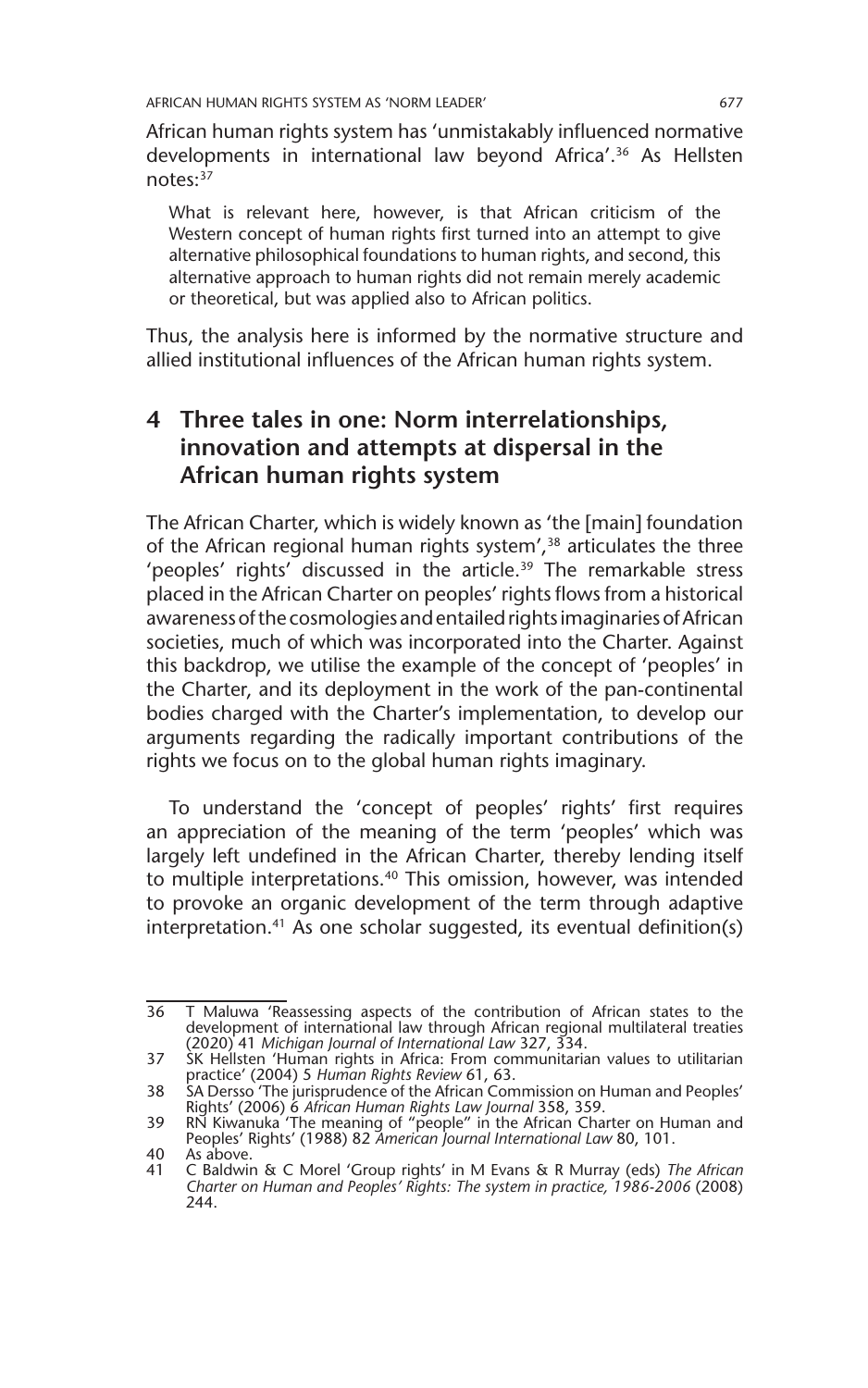African human rights system has 'unmistakably influenced normative developments in international law beyond Africa'.[36] As Hellsten notes:[37]

> What is relevant here, however, is that African criticism of the Western concept of human rights first turned into an attempt to give alternative philosophical foundations to human rights, and second, this alternative approach to human rights did not remain merely academic or theoretical, but was applied also to African politics.

Thus, the analysis here is informed by the normative structure and allied institutional influences of the African human rights system.

## 4 Three tales in one: Norm interrelationships, innovation and attempts at dispersal in the African human rights system

The African Charter, which is widely known as 'the [main] foundation of the African regional human rights system',[38] articulates the three 'peoples' rights' discussed in the article.[39] The remarkable stress placed in the African Charter on peoples' rights flows from a historical awareness of the cosmologies and entailed rights imaginaries of African societies, much of which was incorporated into the Charter. Against this backdrop, we utilise the example of the concept of 'peoples' in the Charter, and its deployment in the work of the pan-continental bodies charged with the Charter's implementation, to develop our arguments regarding the radically important contributions of the rights we focus on to the global human rights imaginary.

To understand the 'concept of peoples' rights' first requires an appreciation of the meaning of the term 'peoples' which was largely left undefined in the African Charter, thereby lending itself to multiple interpretations.[40] This omission, however, was intended to provoke an organic development of the term through adaptive interpretation.[41] As one scholar suggested, its eventual definition(s)

---

36 T Maluwa 'Reassessing aspects of the contribution of African states to the development of international law through African regional multilateral treaties (2020) 41 *Michigan Journal of International Law* 327, 334.

37 SK Hellsten 'Human rights in Africa: From communitarian values to utilitarian practice' (2004) 5 *Human Rights Review* 61, 63.

38 SA Dersso 'The jurisprudence of the African Commission on Human and Peoples' Rights' (2006) 6 *African Human Rights Law Journal* 358, 359.

39 RN Kiwanuka 'The meaning of "people" in the African Charter on Human and Peoples' Rights' (1988) 82 *American Journal International Law* 80, 101.

40 As above.

41 C Baldwin & C Morel 'Group rights' in M Evans & R Murray (eds) *The African Charter on Human and Peoples' Rights: The system in practice, 1986-2006* (2008) 244.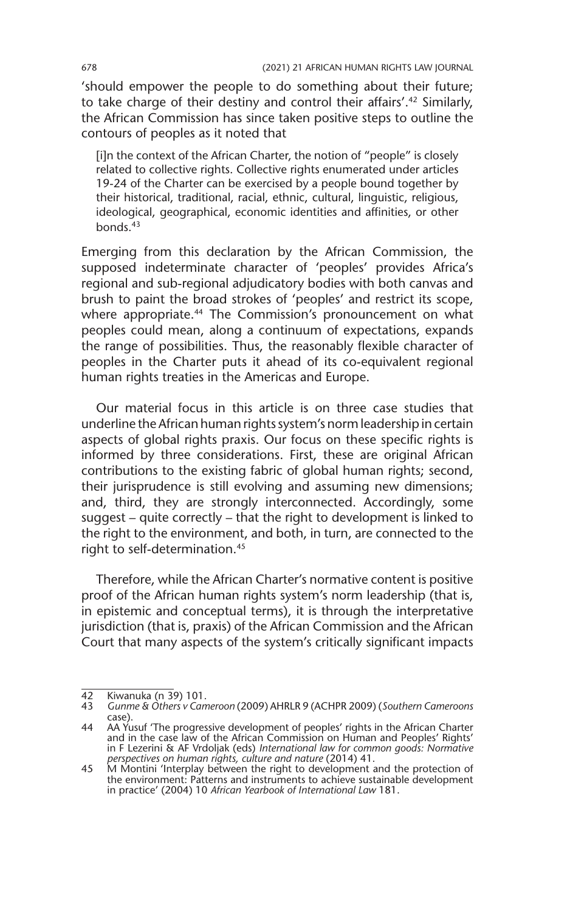'should empower the people to do something about their future; to take charge of their destiny and control their affairs'.[42] Similarly, the African Commission has since taken positive steps to outline the contours of peoples as it noted that

> [i]n the context of the African Charter, the notion of "people" is closely related to collective rights. Collective rights enumerated under articles 19-24 of the Charter can be exercised by a people bound together by their historical, traditional, racial, ethnic, cultural, linguistic, religious, ideological, geographical, economic identities and affinities, or other bonds.[43]

Emerging from this declaration by the African Commission, the supposed indeterminate character of 'peoples' provides Africa's regional and sub-regional adjudicatory bodies with both canvas and brush to paint the broad strokes of 'peoples' and restrict its scope, where appropriate.[44] The Commission's pronouncement on what peoples could mean, along a continuum of expectations, expands the range of possibilities. Thus, the reasonably flexible character of peoples in the Charter puts it ahead of its co-equivalent regional human rights treaties in the Americas and Europe.

Our material focus in this article is on three case studies that underline the African human rights system's norm leadership in certain aspects of global rights praxis. Our focus on these specific rights is informed by three considerations. First, these are original African contributions to the existing fabric of global human rights; second, their jurisprudence is still evolving and assuming new dimensions; and, third, they are strongly interconnected. Accordingly, some suggest – quite correctly – that the right to development is linked to the right to the environment, and both, in turn, are connected to the right to self-determination.[45]

Therefore, while the African Charter's normative content is positive proof of the African human rights system's norm leadership (that is, in epistemic and conceptual terms), it is through the interpretative jurisdiction (that is, praxis) of the African Commission and the African Court that many aspects of the system's critically significant impacts

---

42 Kiwanuka (n 39) 101.

43 *Gunme & Others v Cameroon* (2009) AHRLR 9 (ACHPR 2009) (*Southern Cameroons* case).

44 AA Yusuf 'The progressive development of peoples' rights in the African Charter and in the case law of the African Commission on Human and Peoples' Rights' in F Lezerini & AF Vrdoljak (eds) *International law for common goods: Normative perspectives on human rights, culture and nature* (2014) 41.

45 M Montini 'Interplay between the right to development and the protection of the environment: Patterns and instruments to achieve sustainable development in practice' (2004) 10 *African Yearbook of International Law* 181.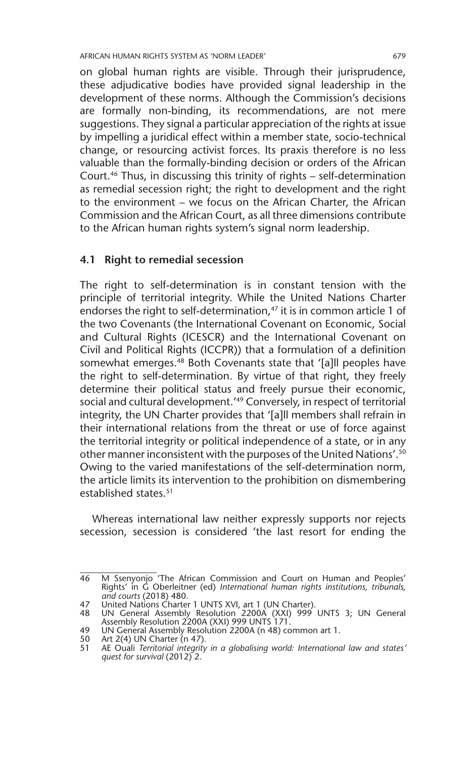on global human rights are visible. Through their jurisprudence, these adjudicative bodies have provided signal leadership in the development of these norms. Although the Commission's decisions are formally non-binding, its recommendations, are not mere suggestions. They signal a particular appreciation of the rights at issue by impelling a juridical effect within a member state, socio-technical change, or resourcing activist forces. Its praxis therefore is no less valuable than the formally-binding decision or orders of the African Court.[46] Thus, in discussing this trinity of rights – self-determination as remedial secession right; the right to development and the right to the environment – we focus on the African Charter, the African Commission and the African Court, as all three dimensions contribute to the African human rights system's signal norm leadership.

### 4.1 Right to remedial secession

The right to self-determination is in constant tension with the principle of territorial integrity. While the United Nations Charter endorses the right to self-determination,[47] it is in common article 1 of the two Covenants (the International Covenant on Economic, Social and Cultural Rights (ICESCR) and the International Covenant on Civil and Political Rights (ICCPR)) that a formulation of a definition somewhat emerges.[48] Both Covenants state that '[a]ll peoples have the right to self-determination. By virtue of that right, they freely determine their political status and freely pursue their economic, social and cultural development.'[49] Conversely, in respect of territorial integrity, the UN Charter provides that '[a]ll members shall refrain in their international relations from the threat or use of force against the territorial integrity or political independence of a state, or in any other manner inconsistent with the purposes of the United Nations'.[50] Owing to the varied manifestations of the self-determination norm, the article limits its intervention to the prohibition on dismembering established states.[51]

Whereas international law neither expressly supports nor rejects secession, secession is considered 'the last resort for ending the

---

46 M Ssenyonjo 'The African Commission and Court on Human and Peoples' Rights' in G Oberleitner (ed) *International human rights institutions, tribunals, and courts* (2018) 480.

47 United Nations Charter 1 UNTS XVI, art 1 (UN Charter).

48 UN General Assembly Resolution 2200A (XXI) 999 UNTS 3; UN General Assembly Resolution 2200A (XXI) 999 UNTS 171.

49 UN General Assembly Resolution 2200A (n 48) common art 1.

50 Art 2(4) UN Charter (n 47).

51 AE Ouali *Territorial integrity in a globalising world: International law and states' quest for survival* (2012) 2.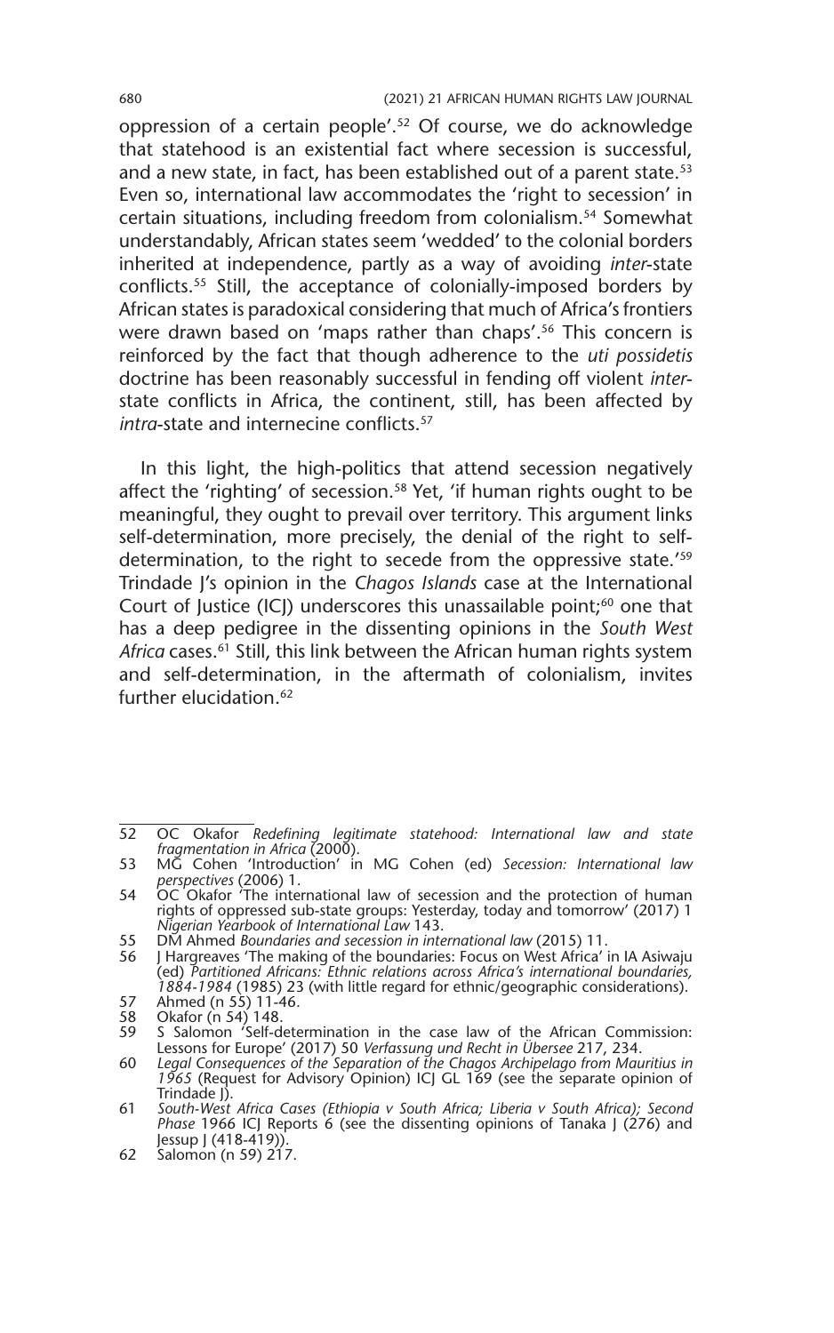oppression of a certain people'.[52] Of course, we do acknowledge that statehood is an existential fact where secession is successful, and a new state, in fact, has been established out of a parent state.[53] Even so, international law accommodates the 'right to secession' in certain situations, including freedom from colonialism.[54] Somewhat understandably, African states seem 'wedded' to the colonial borders inherited at independence, partly as a way of avoiding *inter*-state conflicts.[55] Still, the acceptance of colonially-imposed borders by African states is paradoxical considering that much of Africa's frontiers were drawn based on 'maps rather than chaps'.[56] This concern is reinforced by the fact that though adherence to the *uti possidetis* doctrine has been reasonably successful in fending off violent *inter*-state conflicts in Africa, the continent, still, has been affected by *intra*-state and internecine conflicts.[57]

In this light, the high-politics that attend secession negatively affect the 'righting' of secession.[58] Yet, 'if human rights ought to be meaningful, they ought to prevail over territory. This argument links self-determination, more precisely, the denial of the right to self-determination, to the right to secede from the oppressive state.'[59] Trindade J's opinion in the *Chagos Islands* case at the International Court of Justice (ICJ) underscores this unassailable point;[60] one that has a deep pedigree in the dissenting opinions in the *South West Africa* cases.[61] Still, this link between the African human rights system and self-determination, in the aftermath of colonialism, invites further elucidation.[62]

---

52 OC Okafor *Redefining legitimate statehood: International law and state fragmentation in Africa* (2000).

53 MG Cohen 'Introduction' in MG Cohen (ed) *Secession: International law perspectives* (2006) 1.

54 OC Okafor 'The international law of secession and the protection of human rights of oppressed sub-state groups: Yesterday, today and tomorrow' (2017) 1 *Nigerian Yearbook of International Law* 143.

55 DM Ahmed *Boundaries and secession in international law* (2015) 11.

56 J Hargreaves 'The making of the boundaries: Focus on West Africa' in IA Asiwaju (ed) *Partitioned Africans: Ethnic relations across Africa's international boundaries, 1884-1984* (1985) 23 (with little regard for ethnic/geographic considerations).

57 Ahmed (n 55) 11-46.

58 Okafor (n 54) 148.

59 S Salomon 'Self-determination in the case law of the African Commission: Lessons for Europe' (2017) 50 *Verfassung und Recht in Übersee* 217, 234.

60 *Legal Consequences of the Separation of the Chagos Archipelago from Mauritius in 1965* (Request for Advisory Opinion) ICJ GL 169 (see the separate opinion of Trindade J).

61 *South-West Africa Cases (Ethiopia v South Africa; Liberia v South Africa); Second Phase* 1966 ICJ Reports 6 (see the dissenting opinions of Tanaka J (276) and Jessup J (418-419)).

62 Salomon (n 59) 217.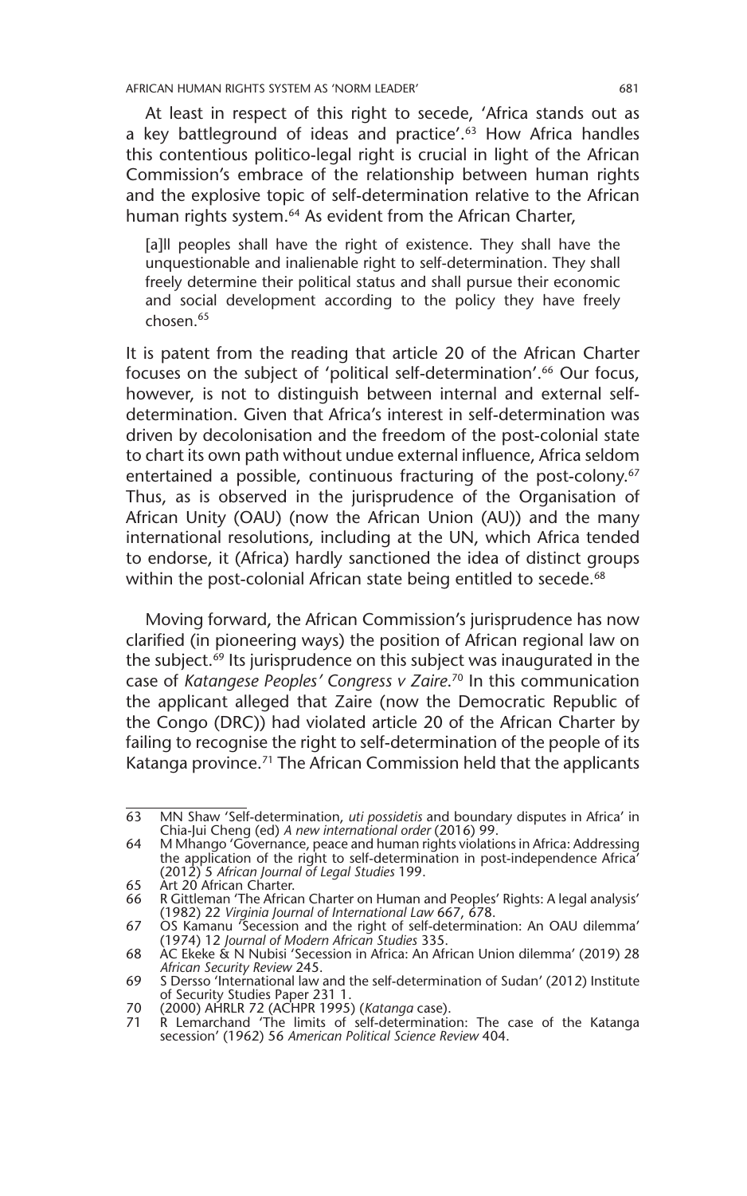At least in respect of this right to secede, 'Africa stands out as a key battleground of ideas and practice'.[63] How Africa handles this contentious politico-legal right is crucial in light of the African Commission's embrace of the relationship between human rights and the explosive topic of self-determination relative to the African human rights system.[64] As evident from the African Charter,

> [a]ll peoples shall have the right of existence. They shall have the unquestionable and inalienable right to self-determination. They shall freely determine their political status and shall pursue their economic and social development according to the policy they have freely chosen.[65]

It is patent from the reading that article 20 of the African Charter focuses on the subject of 'political self-determination'.[66] Our focus, however, is not to distinguish between internal and external self-determination. Given that Africa's interest in self-determination was driven by decolonisation and the freedom of the post-colonial state to chart its own path without undue external influence, Africa seldom entertained a possible, continuous fracturing of the post-colony.[67] Thus, as is observed in the jurisprudence of the Organisation of African Unity (OAU) (now the African Union (AU)) and the many international resolutions, including at the UN, which Africa tended to endorse, it (Africa) hardly sanctioned the idea of distinct groups within the post-colonial African state being entitled to secede.[68]

Moving forward, the African Commission's jurisprudence has now clarified (in pioneering ways) the position of African regional law on the subject.[69] Its jurisprudence on this subject was inaugurated in the case of *Katangese Peoples' Congress v Zaire*.[70] In this communication the applicant alleged that Zaire (now the Democratic Republic of the Congo (DRC)) had violated article 20 of the African Charter by failing to recognise the right to self-determination of the people of its Katanga province.[71] The African Commission held that the applicants

---

63 MN Shaw 'Self-determination, *uti possidetis* and boundary disputes in Africa' in Chia-Jui Cheng (ed) *A new international order* (2016) 99.

64 M Mhango 'Governance, peace and human rights violations in Africa: Addressing the application of the right to self-determination in post-independence Africa' (2012) 5 *African Journal of Legal Studies* 199.

65 Art 20 African Charter.

66 R Gittleman 'The African Charter on Human and Peoples' Rights: A legal analysis' (1982) 22 *Virginia Journal of International Law* 667, 678.

67 OS Kamanu 'Secession and the right of self-determination: An OAU dilemma' (1974) 12 *Journal of Modern African Studies* 335.

68 AC Ekeke & N Nubisi 'Secession in Africa: An African Union dilemma' (2019) 28 *African Security Review* 245.

69 S Dersso 'International law and the self-determination of Sudan' (2012) Institute of Security Studies Paper 231 1.

70 (2000) AHRLR 72 (ACHPR 1995) (*Katanga* case).

71 R Lemarchand 'The limits of self-determination: The case of the Katanga secession' (1962) 56 *American Political Science Review* 404.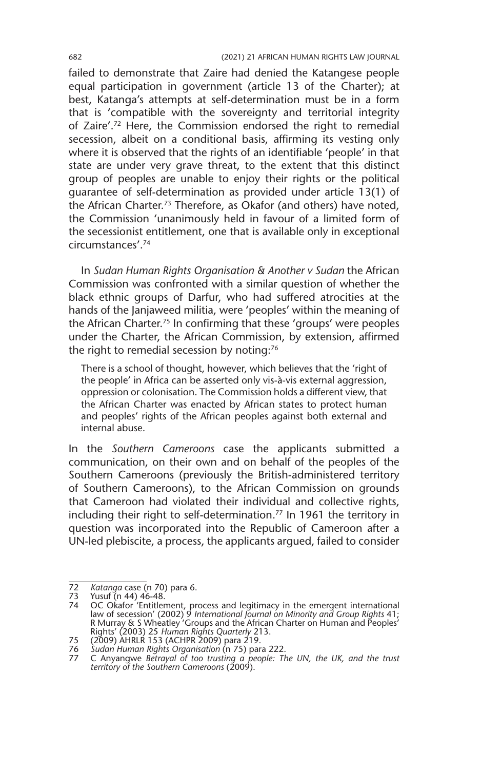failed to demonstrate that Zaire had denied the Katangese people equal participation in government (article 13 of the Charter); at best, Katanga's attempts at self-determination must be in a form that is 'compatible with the sovereignty and territorial integrity of Zaire'.[72] Here, the Commission endorsed the right to remedial secession, albeit on a conditional basis, affirming its vesting only where it is observed that the rights of an identifiable 'people' in that state are under very grave threat, to the extent that this distinct group of peoples are unable to enjoy their rights or the political guarantee of self-determination as provided under article 13(1) of the African Charter.[73] Therefore, as Okafor (and others) have noted, the Commission 'unanimously held in favour of a limited form of the secessionist entitlement, one that is available only in exceptional circumstances'.[74]

In *Sudan Human Rights Organisation & Another v Sudan* the African Commission was confronted with a similar question of whether the black ethnic groups of Darfur, who had suffered atrocities at the hands of the Janjaweed militia, were 'peoples' within the meaning of the African Charter.[75] In confirming that these 'groups' were peoples under the Charter, the African Commission, by extension, affirmed the right to remedial secession by noting:[76]

> There is a school of thought, however, which believes that the 'right of the people' in Africa can be asserted only vis-à-vis external aggression, oppression or colonisation. The Commission holds a different view, that the African Charter was enacted by African states to protect human and peoples' rights of the African peoples against both external and internal abuse.

In the *Southern Cameroons* case the applicants submitted a communication, on their own and on behalf of the peoples of the Southern Cameroons (previously the British-administered territory of Southern Cameroons), to the African Commission on grounds that Cameroon had violated their individual and collective rights, including their right to self-determination.[77] In 1961 the territory in question was incorporated into the Republic of Cameroon after a UN-led plebiscite, a process, the applicants argued, failed to consider

---

72 *Katanga* case (n 70) para 6.

73 Yusuf (n 44) 46-48.

74 OC Okafor 'Entitlement, process and legitimacy in the emergent international law of secession' (2002) 9 *International Journal on Minority and Group Rights* 41; R Murray & S Wheatley 'Groups and the African Charter on Human and Peoples' Rights' (2003) 25 *Human Rights Quarterly* 213.

75 (2009) AHRLR 153 (ACHPR 2009) para 219.

76 *Sudan Human Rights Organisation* (n 75) para 222.

77 C Anyangwe *Betrayal of too trusting a people: The UN, the UK, and the trust territory of the Southern Cameroons* (2009).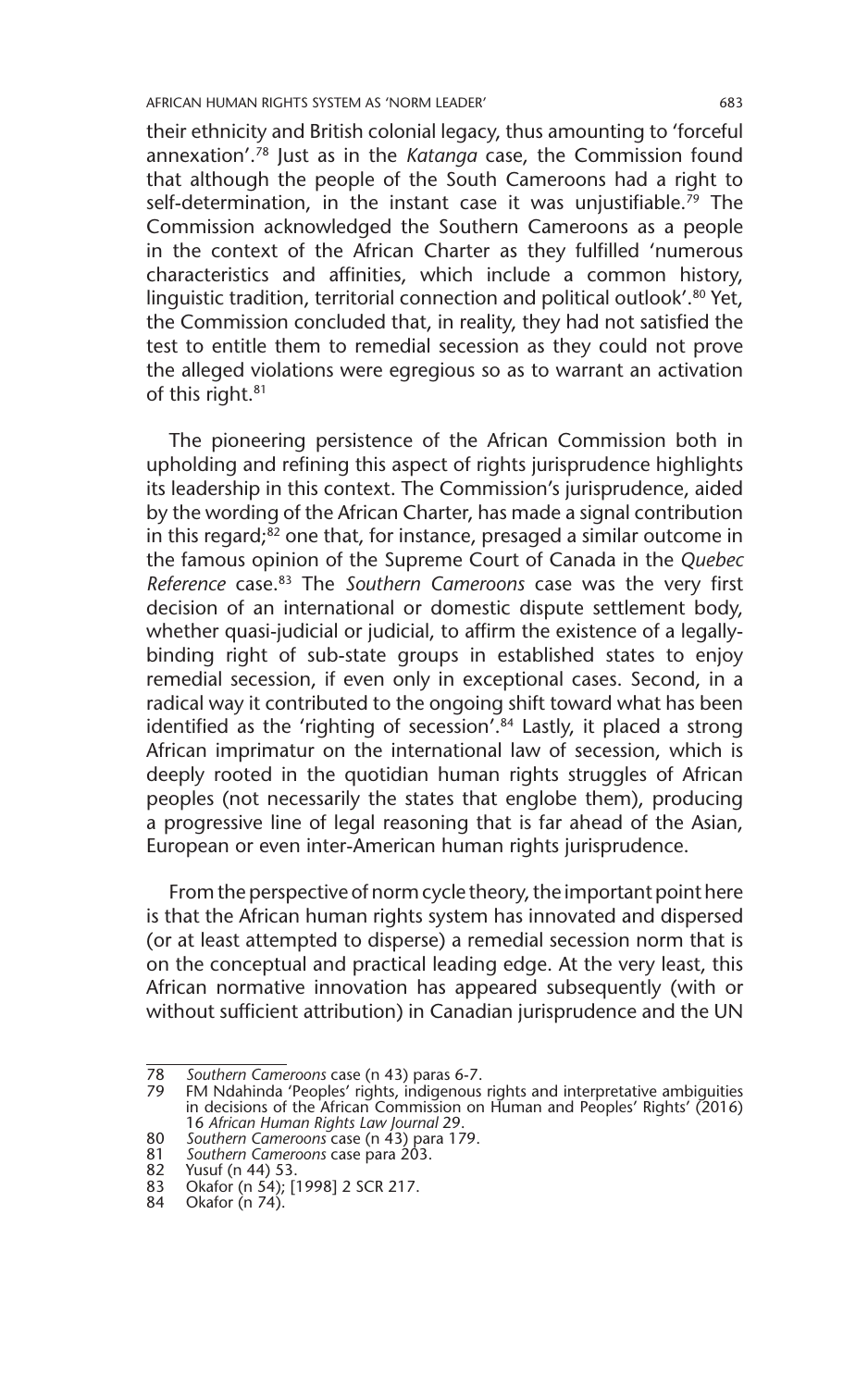their ethnicity and British colonial legacy, thus amounting to 'forceful annexation'.[78] Just as in the *Katanga* case, the Commission found that although the people of the South Cameroons had a right to self-determination, in the instant case it was unjustifiable.[79] The Commission acknowledged the Southern Cameroons as a people in the context of the African Charter as they fulfilled 'numerous characteristics and affinities, which include a common history, linguistic tradition, territorial connection and political outlook'.[80] Yet, the Commission concluded that, in reality, they had not satisfied the test to entitle them to remedial secession as they could not prove the alleged violations were egregious so as to warrant an activation of this right.[81]

The pioneering persistence of the African Commission both in upholding and refining this aspect of rights jurisprudence highlights its leadership in this context. The Commission's jurisprudence, aided by the wording of the African Charter, has made a signal contribution in this regard;[82] one that, for instance, presaged a similar outcome in the famous opinion of the Supreme Court of Canada in the *Quebec Reference* case.[83] The *Southern Cameroons* case was the very first decision of an international or domestic dispute settlement body, whether quasi-judicial or judicial, to affirm the existence of a legally-binding right of sub-state groups in established states to enjoy remedial secession, if even only in exceptional cases. Second, in a radical way it contributed to the ongoing shift toward what has been identified as the 'righting of secession'.[84] Lastly, it placed a strong African imprimatur on the international law of secession, which is deeply rooted in the quotidian human rights struggles of African peoples (not necessarily the states that englobe them), producing a progressive line of legal reasoning that is far ahead of the Asian, European or even inter-American human rights jurisprudence.

From the perspective of norm cycle theory, the important point here is that the African human rights system has innovated and dispersed (or at least attempted to disperse) a remedial secession norm that is on the conceptual and practical leading edge. At the very least, this African normative innovation has appeared subsequently (with or without sufficient attribution) in Canadian jurisprudence and the UN

---

78 *Southern Cameroons* case (n 43) paras 6-7.

79 FM Ndahinda 'Peoples' rights, indigenous rights and interpretative ambiguities in decisions of the African Commission on Human and Peoples' Rights' (2016) 16 *African Human Rights Law Journal* 29.

80 *Southern Cameroons* case (n 43) para 179.

81 *Southern Cameroons* case para 203.

82 Yusuf (n 44) 53.

83 Okafor (n 54); [1998] 2 SCR 217.

84 Okafor (n 74).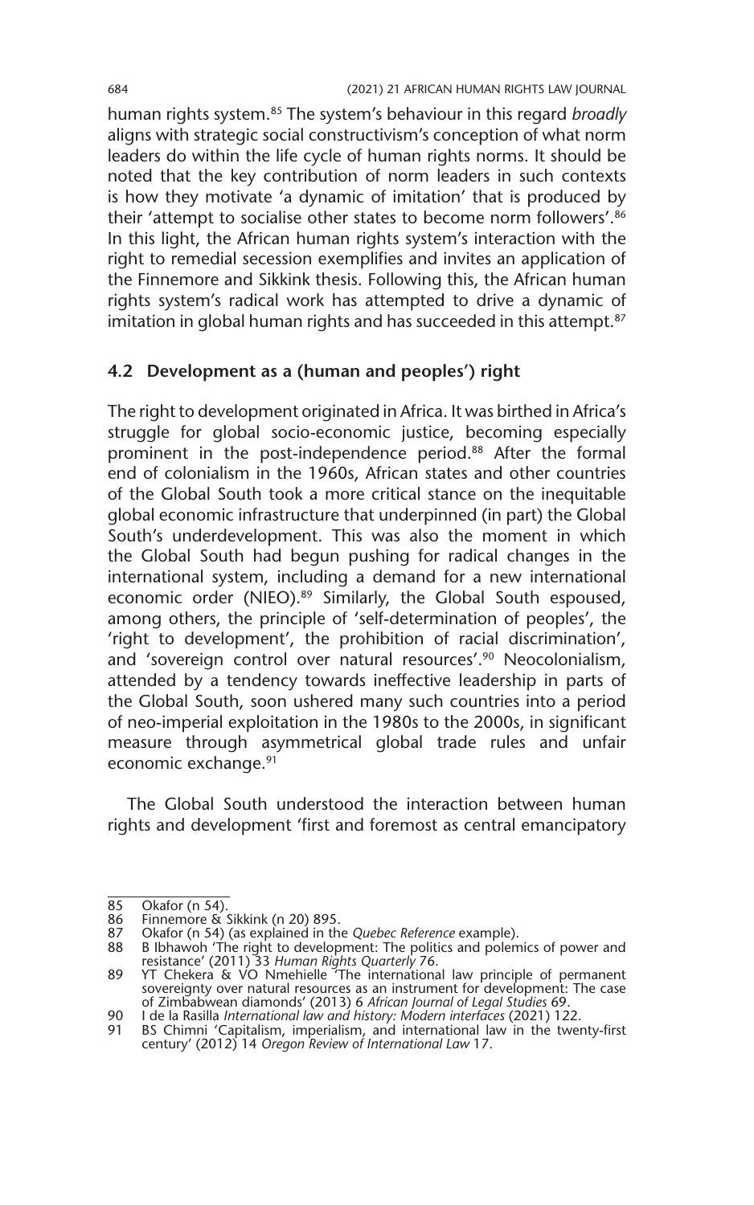human rights system.[85] The system's behaviour in this regard *broadly* aligns with strategic social constructivism's conception of what norm leaders do within the life cycle of human rights norms. It should be noted that the key contribution of norm leaders in such contexts is how they motivate 'a dynamic of imitation' that is produced by their 'attempt to socialise other states to become norm followers'.[86] In this light, the African human rights system's interaction with the right to remedial secession exemplifies and invites an application of the Finnemore and Sikkink thesis. Following this, the African human rights system's radical work has attempted to drive a dynamic of imitation in global human rights and has succeeded in this attempt.[87]

### 4.2 Development as a (human and peoples') right

The right to development originated in Africa. It was birthed in Africa's struggle for global socio-economic justice, becoming especially prominent in the post-independence period.[88] After the formal end of colonialism in the 1960s, African states and other countries of the Global South took a more critical stance on the inequitable global economic infrastructure that underpinned (in part) the Global South's underdevelopment. This was also the moment in which the Global South had begun pushing for radical changes in the international system, including a demand for a new international economic order (NIEO).[89] Similarly, the Global South espoused, among others, the principle of 'self-determination of peoples', the 'right to development', the prohibition of racial discrimination', and 'sovereign control over natural resources'.[90] Neocolonialism, attended by a tendency towards ineffective leadership in parts of the Global South, soon ushered many such countries into a period of neo-imperial exploitation in the 1980s to the 2000s, in significant measure through asymmetrical global trade rules and unfair economic exchange.[91]

The Global South understood the interaction between human rights and development 'first and foremost as central emancipatory

85 Okafor (n 54).
86 Finnemore & Sikkink (n 20) 895.
87 Okafor (n 54) (as explained in the *Quebec Reference* example).
88 B Ibhawoh 'The right to development: The politics and polemics of power and resistance' (2011) 33 *Human Rights Quarterly* 76.
89 YT Chekera & VO Nmehielle 'The international law principle of permanent sovereignty over natural resources as an instrument for development: The case of Zimbabwean diamonds' (2013) 6 *African Journal of Legal Studies* 69.
90 I de la Rasilla *International law and history: Modern interfaces* (2021) 122.
91 BS Chimni 'Capitalism, imperialism, and international law in the twenty-first century' (2012) 14 *Oregon Review of International Law* 17.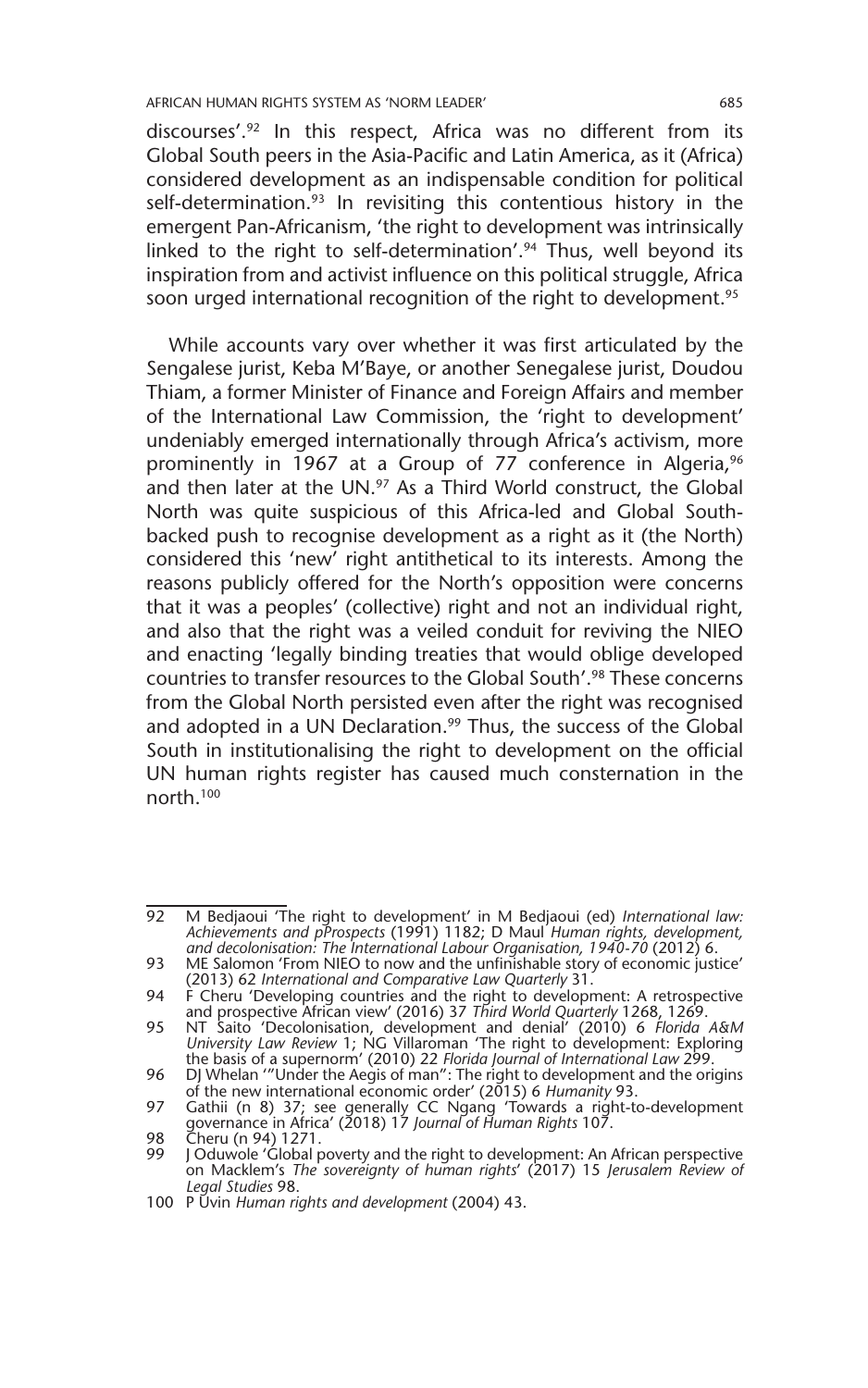discourses'.[92] In this respect, Africa was no different from its Global South peers in the Asia-Pacific and Latin America, as it (Africa) considered development as an indispensable condition for political self-determination.[93] In revisiting this contentious history in the emergent Pan-Africanism, 'the right to development was intrinsically linked to the right to self-determination'.[94] Thus, well beyond its inspiration from and activist influence on this political struggle, Africa soon urged international recognition of the right to development.[95]

While accounts vary over whether it was first articulated by the Sengalese jurist, Keba M'Baye, or another Senegalese jurist, Doudou Thiam, a former Minister of Finance and Foreign Affairs and member of the International Law Commission, the 'right to development' undeniably emerged internationally through Africa's activism, more prominently in 1967 at a Group of 77 conference in Algeria,[96] and then later at the UN.[97] As a Third World construct, the Global North was quite suspicious of this Africa-led and Global South-backed push to recognise development as a right as it (the North) considered this 'new' right antithetical to its interests. Among the reasons publicly offered for the North's opposition were concerns that it was a peoples' (collective) right and not an individual right, and also that the right was a veiled conduit for reviving the NIEO and enacting 'legally binding treaties that would oblige developed countries to transfer resources to the Global South'.[98] These concerns from the Global North persisted even after the right was recognised and adopted in a UN Declaration.[99] Thus, the success of the Global South in institutionalising the right to development on the official UN human rights register has caused much consternation in the north.[100]

---

92 M Bedjaoui 'The right to development' in M Bedjaoui (ed) *International law: Achievements and pProspects* (1991) 1182; D Maul *Human rights, development, and decolonisation: The International Labour Organisation, 1940-70* (2012) 6.

93 ME Salomon 'From NIEO to now and the unfinishable story of economic justice' (2013) 62 *International and Comparative Law Quarterly* 31.

94 F Cheru 'Developing countries and the right to development: A retrospective and prospective African view' (2016) 37 *Third World Quarterly* 1268, 1269.

95 NT Saito 'Decolonisation, development and denial' (2010) 6 *Florida A&M University Law Review* 1; NG Villaroman 'The right to development: Exploring the basis of a supernorm' (2010) 22 *Florida Journal of International Law* 299.

96 DJ Whelan '"Under the Aegis of man": The right to development and the origins of the new international economic order' (2015) 6 *Humanity* 93.

97 Gathii (n 8) 37; see generally CC Ngang 'Towards a right-to-development governance in Africa' (2018) 17 *Journal of Human Rights* 107.

98 Cheru (n 94) 1271.

99 J Oduwole 'Global poverty and the right to development: An African perspective on Macklem's *The sovereignty of human rights*' (2017) 15 *Jerusalem Review of Legal Studies* 98.

100 P Uvin *Human rights and development* (2004) 43.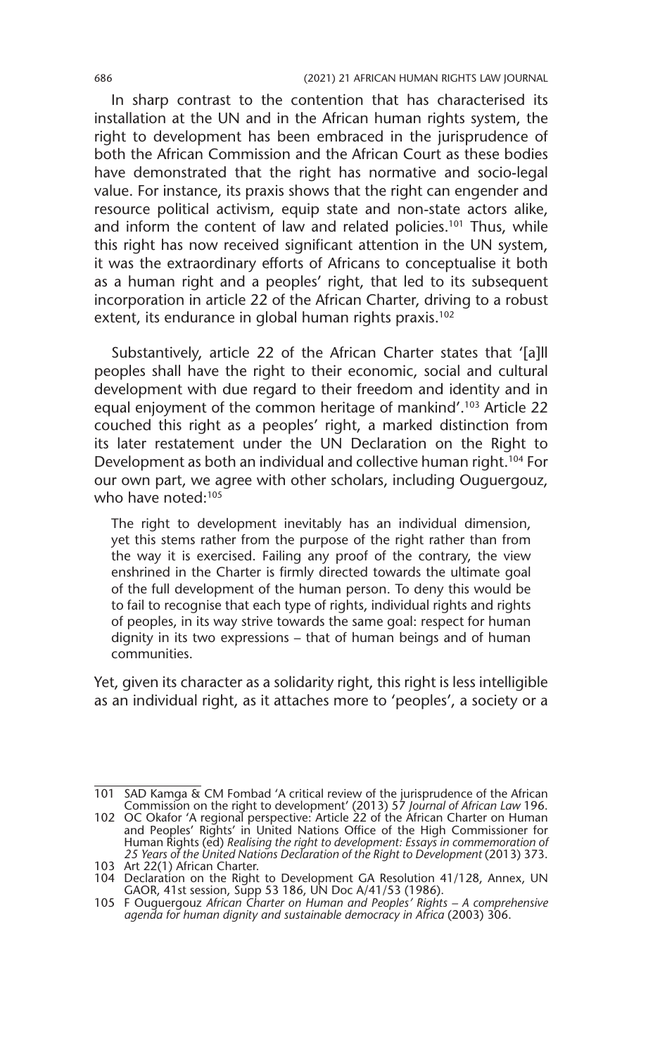In sharp contrast to the contention that has characterised its installation at the UN and in the African human rights system, the right to development has been embraced in the jurisprudence of both the African Commission and the African Court as these bodies have demonstrated that the right has normative and socio-legal value. For instance, its praxis shows that the right can engender and resource political activism, equip state and non-state actors alike, and inform the content of law and related policies.[101] Thus, while this right has now received significant attention in the UN system, it was the extraordinary efforts of Africans to conceptualise it both as a human right and a peoples' right, that led to its subsequent incorporation in article 22 of the African Charter, driving to a robust extent, its endurance in global human rights praxis.[102]

Substantively, article 22 of the African Charter states that '[a]ll peoples shall have the right to their economic, social and cultural development with due regard to their freedom and identity and in equal enjoyment of the common heritage of mankind'.[103] Article 22 couched this right as a peoples' right, a marked distinction from its later restatement under the UN Declaration on the Right to Development as both an individual and collective human right.[104] For our own part, we agree with other scholars, including Ouguergouz, who have noted:[105]

> The right to development inevitably has an individual dimension, yet this stems rather from the purpose of the right rather than from the way it is exercised. Failing any proof of the contrary, the view enshrined in the Charter is firmly directed towards the ultimate goal of the full development of the human person. To deny this would be to fail to recognise that each type of rights, individual rights and rights of peoples, in its way strive towards the same goal: respect for human dignity in its two expressions – that of human beings and of human communities.

Yet, given its character as a solidarity right, this right is less intelligible as an individual right, as it attaches more to 'peoples', a society or a

---

101 SAD Kamga & CM Fombad 'A critical review of the jurisprudence of the African Commission on the right to development' (2013) 57 *Journal of African Law* 196.

102 OC Okafor 'A regional perspective: Article 22 of the African Charter on Human and Peoples' Rights' in United Nations Office of the High Commissioner for Human Rights (ed) *Realising the right to development: Essays in commemoration of 25 Years of the United Nations Declaration of the Right to Development* (2013) 373.

103 Art 22(1) African Charter.

104 Declaration on the Right to Development GA Resolution 41/128, Annex, UN GAOR, 41st session, Supp 53 186, UN Doc A/41/53 (1986).

105 F Ouguergouz *African Charter on Human and Peoples' Rights – A comprehensive agenda for human dignity and sustainable democracy in Africa* (2003) 306.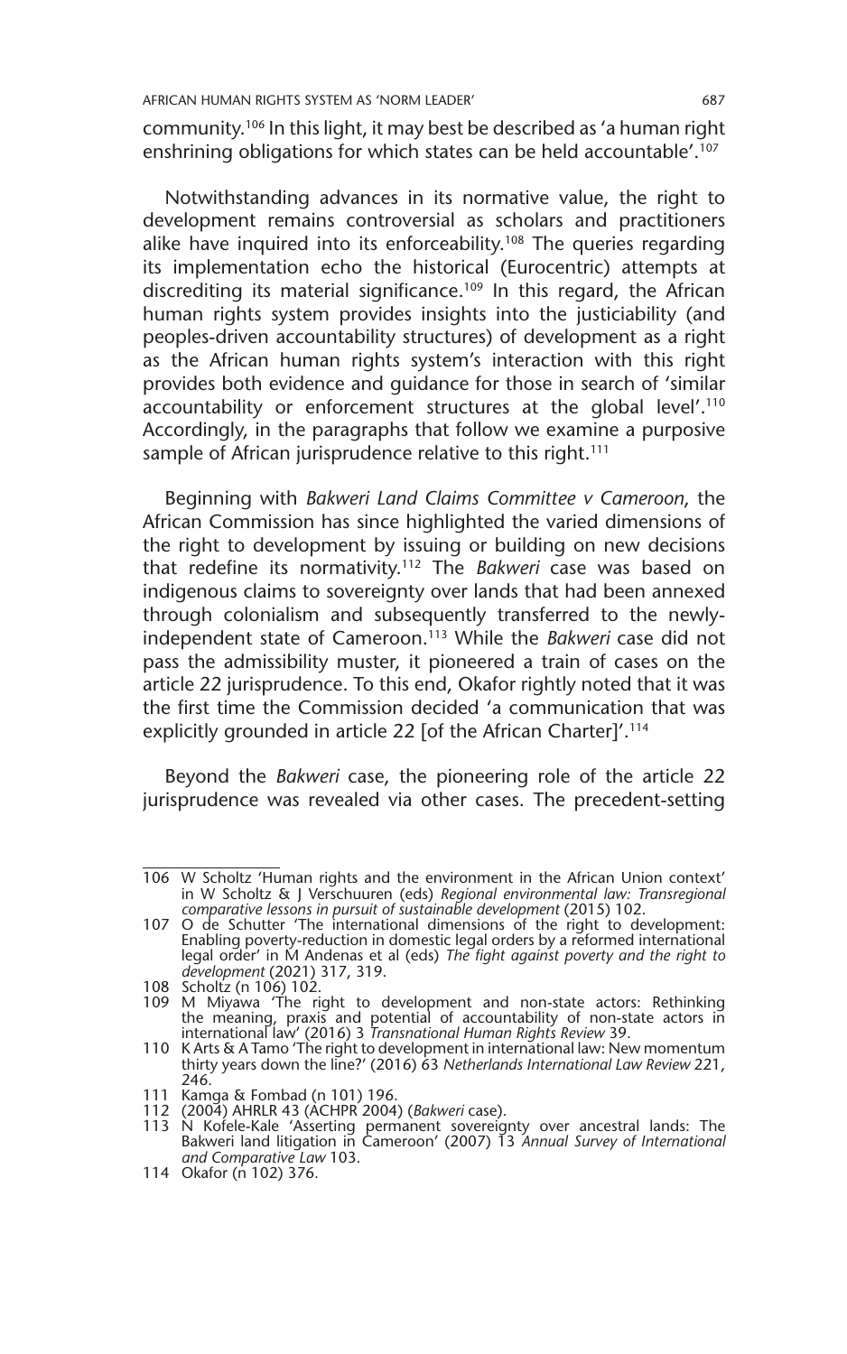community.[106] In this light, it may best be described as 'a human right enshrining obligations for which states can be held accountable'.[107]

Notwithstanding advances in its normative value, the right to development remains controversial as scholars and practitioners alike have inquired into its enforceability.[108] The queries regarding its implementation echo the historical (Eurocentric) attempts at discrediting its material significance.[109] In this regard, the African human rights system provides insights into the justiciability (and peoples-driven accountability structures) of development as a right as the African human rights system's interaction with this right provides both evidence and guidance for those in search of 'similar accountability or enforcement structures at the global level'.[110] Accordingly, in the paragraphs that follow we examine a purposive sample of African jurisprudence relative to this right.[111]

Beginning with *Bakweri Land Claims Committee v Cameroon*, the African Commission has since highlighted the varied dimensions of the right to development by issuing or building on new decisions that redefine its normativity.[112] The *Bakweri* case was based on indigenous claims to sovereignty over lands that had been annexed through colonialism and subsequently transferred to the newly-independent state of Cameroon.[113] While the *Bakweri* case did not pass the admissibility muster, it pioneered a train of cases on the article 22 jurisprudence. To this end, Okafor rightly noted that it was the first time the Commission decided 'a communication that was explicitly grounded in article 22 [of the African Charter]'.[114]

Beyond the *Bakweri* case, the pioneering role of the article 22 jurisprudence was revealed via other cases. The precedent-setting

---

106 W Scholtz 'Human rights and the environment in the African Union context' in W Scholtz & J Verschuuren (eds) *Regional environmental law: Transregional comparative lessons in pursuit of sustainable development* (2015) 102.

107 O de Schutter 'The international dimensions of the right to development: Enabling poverty-reduction in domestic legal orders by a reformed international legal order' in M Andenas et al (eds) *The fight against poverty and the right to development* (2021) 317, 319.

108 Scholtz (n 106) 102.

109 M Miyawa 'The right to development and non-state actors: Rethinking the meaning, praxis and potential of accountability of non-state actors in international law' (2016) 3 *Transnational Human Rights Review* 39.

110 K Arts & A Tamo 'The right to development in international law: New momentum thirty years down the line?' (2016) 63 *Netherlands International Law Review* 221, 246.

111 Kamga & Fombad (n 101) 196.

112 (2004) AHRLR 43 (ACHPR 2004) (*Bakweri* case).

113 N Kofele-Kale 'Asserting permanent sovereignty over ancestral lands: The Bakweri land litigation in Cameroon' (2007) 13 *Annual Survey of International and Comparative Law* 103.

114 Okafor (n 102) 376.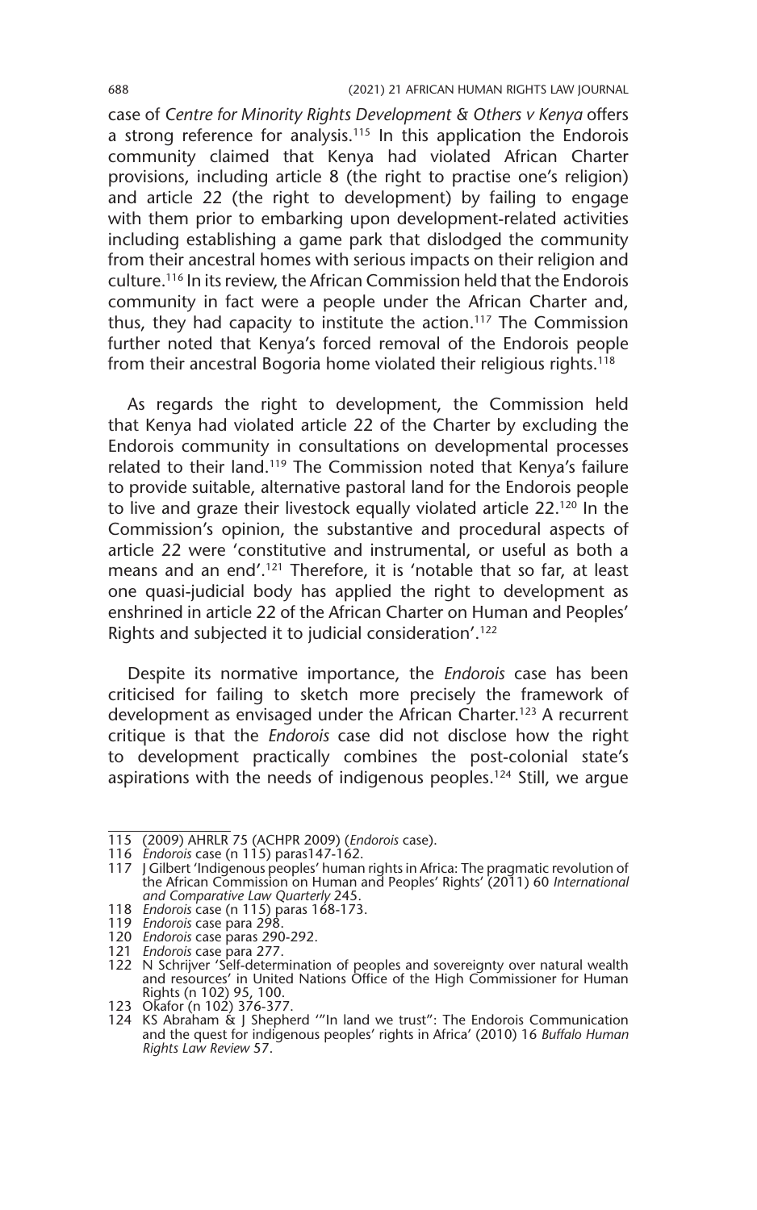case of *Centre for Minority Rights Development & Others v Kenya* offers a strong reference for analysis.[115] In this application the Endorois community claimed that Kenya had violated African Charter provisions, including article 8 (the right to practise one's religion) and article 22 (the right to development) by failing to engage with them prior to embarking upon development-related activities including establishing a game park that dislodged the community from their ancestral homes with serious impacts on their religion and culture.[116] In its review, the African Commission held that the Endorois community in fact were a people under the African Charter and, thus, they had capacity to institute the action.[117] The Commission further noted that Kenya's forced removal of the Endorois people from their ancestral Bogoria home violated their religious rights.[118]

As regards the right to development, the Commission held that Kenya had violated article 22 of the Charter by excluding the Endorois community in consultations on developmental processes related to their land.[119] The Commission noted that Kenya's failure to provide suitable, alternative pastoral land for the Endorois people to live and graze their livestock equally violated article 22.[120] In the Commission's opinion, the substantive and procedural aspects of article 22 were 'constitutive and instrumental, or useful as both a means and an end'.[121] Therefore, it is 'notable that so far, at least one quasi-judicial body has applied the right to development as enshrined in article 22 of the African Charter on Human and Peoples' Rights and subjected it to judicial consideration'.[122]

Despite its normative importance, the *Endorois* case has been criticised for failing to sketch more precisely the framework of development as envisaged under the African Charter.[123] A recurrent critique is that the *Endorois* case did not disclose how the right to development practically combines the post-colonial state's aspirations with the needs of indigenous peoples.[124] Still, we argue

---

115 (2009) AHRLR 75 (ACHPR 2009) (*Endorois* case).

116 *Endorois* case (n 115) paras147-162.

117 J Gilbert 'Indigenous peoples' human rights in Africa: The pragmatic revolution of the African Commission on Human and Peoples' Rights' (2011) 60 *International and Comparative Law Quarterly* 245.

118 *Endorois* case (n 115) paras 168-173.

119 *Endorois* case para 298.

120 *Endorois* case paras 290-292.

121 *Endorois* case para 277.

122 N Schrijver 'Self-determination of peoples and sovereignty over natural wealth and resources' in United Nations Office of the High Commissioner for Human Rights (n 102) 95, 100.

123 Okafor (n 102) 376-377.

124 KS Abraham & J Shepherd '"In land we trust": The Endorois Communication and the quest for indigenous peoples' rights in Africa' (2010) 16 *Buffalo Human Rights Law Review* 57.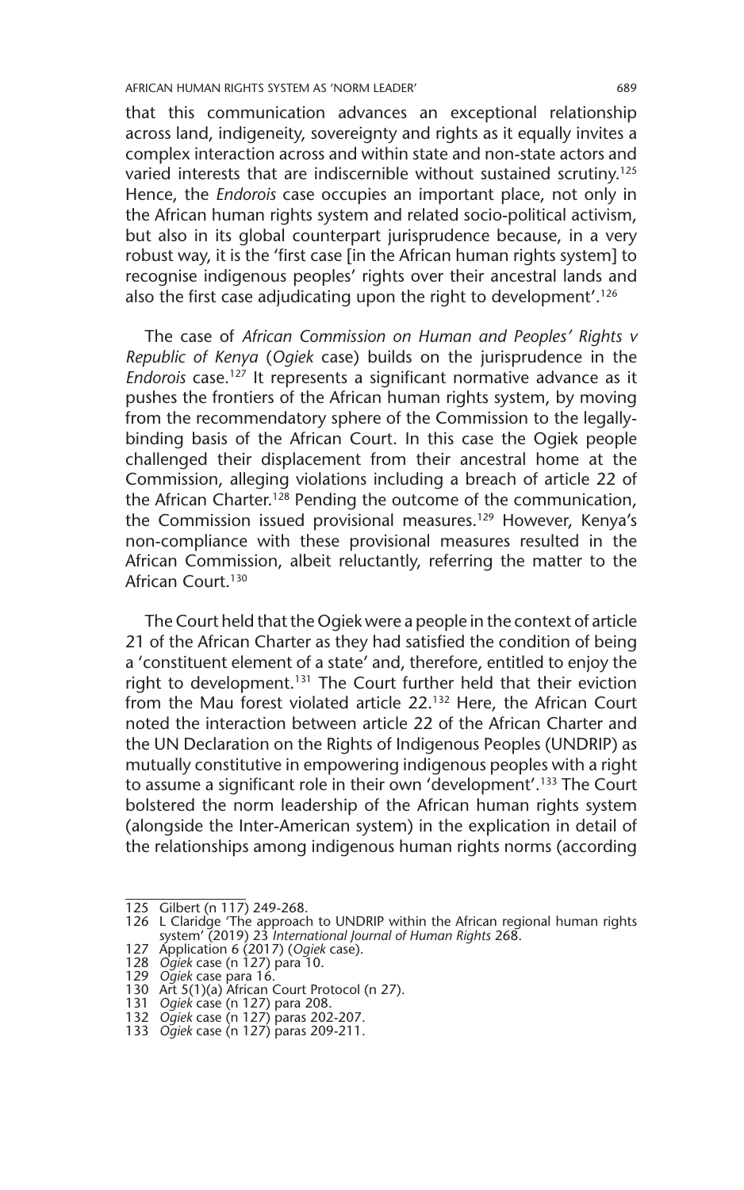that this communication advances an exceptional relationship across land, indigeneity, sovereignty and rights as it equally invites a complex interaction across and within state and non-state actors and varied interests that are indiscernible without sustained scrutiny.[125] Hence, the *Endorois* case occupies an important place, not only in the African human rights system and related socio-political activism, but also in its global counterpart jurisprudence because, in a very robust way, it is the 'first case [in the African human rights system] to recognise indigenous peoples' rights over their ancestral lands and also the first case adjudicating upon the right to development'.[126]

The case of *African Commission on Human and Peoples' Rights v Republic of Kenya* (*Ogiek* case) builds on the jurisprudence in the *Endorois* case.[127] It represents a significant normative advance as it pushes the frontiers of the African human rights system, by moving from the recommendatory sphere of the Commission to the legally-binding basis of the African Court. In this case the Ogiek people challenged their displacement from their ancestral home at the Commission, alleging violations including a breach of article 22 of the African Charter.[128] Pending the outcome of the communication, the Commission issued provisional measures.[129] However, Kenya's non-compliance with these provisional measures resulted in the African Commission, albeit reluctantly, referring the matter to the African Court.[130]

The Court held that the Ogiek were a people in the context of article 21 of the African Charter as they had satisfied the condition of being a 'constituent element of a state' and, therefore, entitled to enjoy the right to development.[131] The Court further held that their eviction from the Mau forest violated article 22.[132] Here, the African Court noted the interaction between article 22 of the African Charter and the UN Declaration on the Rights of Indigenous Peoples (UNDRIP) as mutually constitutive in empowering indigenous peoples with a right to assume a significant role in their own 'development'.[133] The Court bolstered the norm leadership of the African human rights system (alongside the Inter-American system) in the explication in detail of the relationships among indigenous human rights norms (according

---

125 Gilbert (n 117) 249-268.

126 L Claridge 'The approach to UNDRIP within the African regional human rights system' (2019) 23 *International Journal of Human Rights* 268.

127 Application 6 (2017) (*Ogiek* case).

128 *Ogiek* case (n 127) para 10.

129 *Ogiek* case para 16.

130 Art 5(1)(a) African Court Protocol (n 27).

131 *Ogiek* case (n 127) para 208.

132 *Ogiek* case (n 127) paras 202-207.

133 *Ogiek* case (n 127) paras 209-211.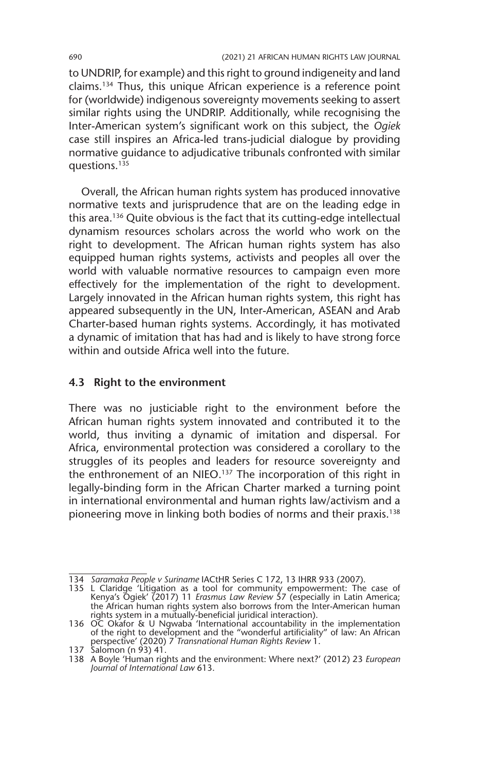to UNDRIP, for example) and this right to ground indigeneity and land claims.[134] Thus, this unique African experience is a reference point for (worldwide) indigenous sovereignty movements seeking to assert similar rights using the UNDRIP. Additionally, while recognising the Inter-American system's significant work on this subject, the *Ogiek* case still inspires an Africa-led trans-judicial dialogue by providing normative guidance to adjudicative tribunals confronted with similar questions.[135]

Overall, the African human rights system has produced innovative normative texts and jurisprudence that are on the leading edge in this area.[136] Quite obvious is the fact that its cutting-edge intellectual dynamism resources scholars across the world who work on the right to development. The African human rights system has also equipped human rights systems, activists and peoples all over the world with valuable normative resources to campaign even more effectively for the implementation of the right to development. Largely innovated in the African human rights system, this right has appeared subsequently in the UN, Inter-American, ASEAN and Arab Charter-based human rights systems. Accordingly, it has motivated a dynamic of imitation that has had and is likely to have strong force within and outside Africa well into the future.

### 4.3 Right to the environment

There was no justiciable right to the environment before the African human rights system innovated and contributed it to the world, thus inviting a dynamic of imitation and dispersal. For Africa, environmental protection was considered a corollary to the struggles of its peoples and leaders for resource sovereignty and the enthronement of an NIEO.[137] The incorporation of this right in legally-binding form in the African Charter marked a turning point in international environmental and human rights law/activism and a pioneering move in linking both bodies of norms and their praxis.[138]

---

134 *Saramaka People v Suriname* IACtHR Series C 172, 13 IHRR 933 (2007).

135 L Claridge 'Litigation as a tool for community empowerment: The case of Kenya's Ogiek' (2017) 11 *Erasmus Law Review* 57 (especially in Latin America; the African human rights system also borrows from the Inter-American human rights system in a mutually-beneficial juridical interaction).

136 OC Okafor & U Ngwaba 'International accountability in the implementation of the right to development and the "wonderful artificiality" of law: An African perspective' (2020) 7 *Transnational Human Rights Review* 1.

137 Salomon (n 93) 41.

138 A Boyle 'Human rights and the environment: Where next?' (2012) 23 *European Journal of International Law* 613.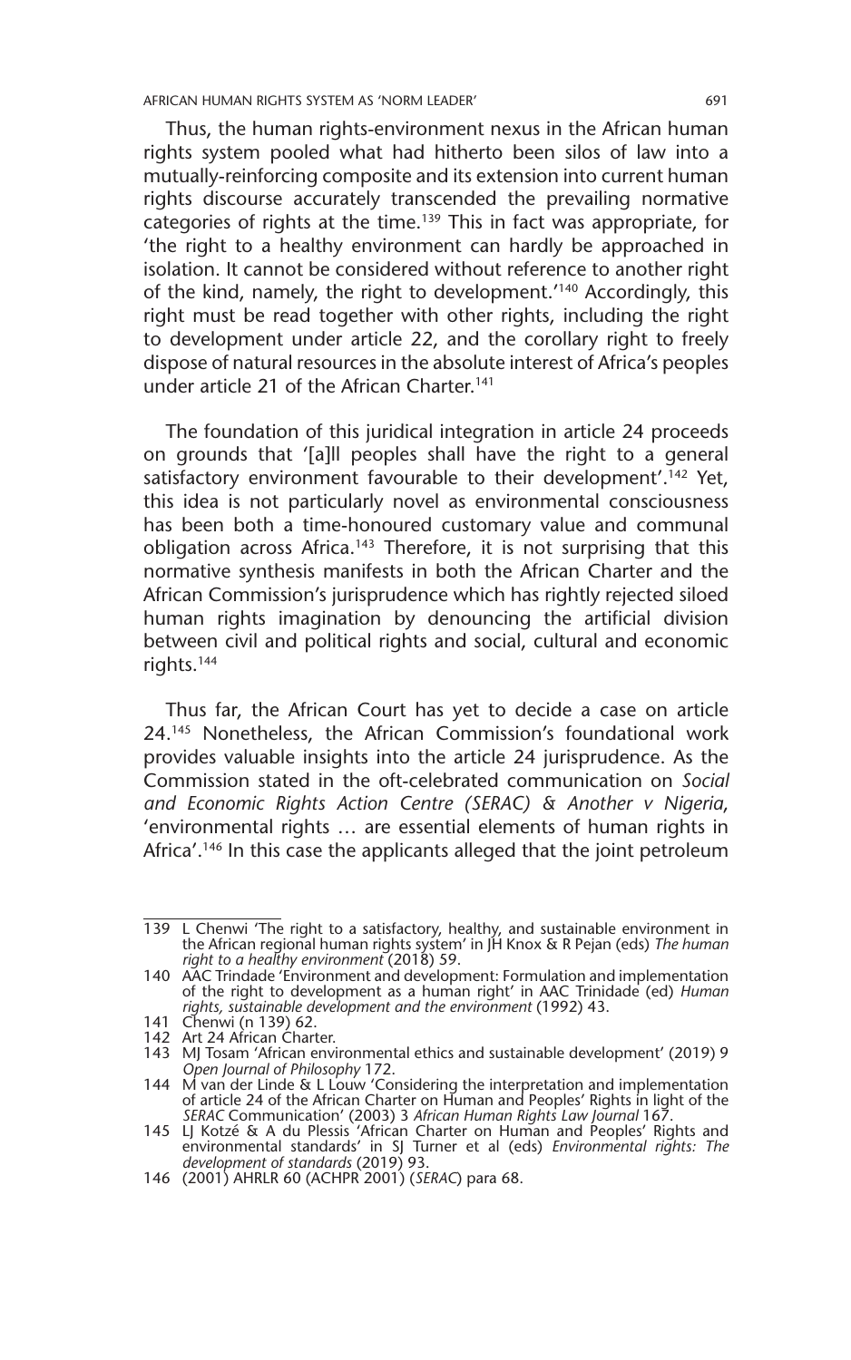Thus, the human rights-environment nexus in the African human rights system pooled what had hitherto been silos of law into a mutually-reinforcing composite and its extension into current human rights discourse accurately transcended the prevailing normative categories of rights at the time.[139] This in fact was appropriate, for 'the right to a healthy environment can hardly be approached in isolation. It cannot be considered without reference to another right of the kind, namely, the right to development.'[140] Accordingly, this right must be read together with other rights, including the right to development under article 22, and the corollary right to freely dispose of natural resources in the absolute interest of Africa's peoples under article 21 of the African Charter.[141]

The foundation of this juridical integration in article 24 proceeds on grounds that '[a]ll peoples shall have the right to a general satisfactory environment favourable to their development'.[142] Yet, this idea is not particularly novel as environmental consciousness has been both a time-honoured customary value and communal obligation across Africa.[143] Therefore, it is not surprising that this normative synthesis manifests in both the African Charter and the African Commission's jurisprudence which has rightly rejected siloed human rights imagination by denouncing the artificial division between civil and political rights and social, cultural and economic rights.[144]

Thus far, the African Court has yet to decide a case on article 24.[145] Nonetheless, the African Commission's foundational work provides valuable insights into the article 24 jurisprudence. As the Commission stated in the oft-celebrated communication on *Social and Economic Rights Action Centre (SERAC) & Another v Nigeria*, 'environmental rights … are essential elements of human rights in Africa'.[146] In this case the applicants alleged that the joint petroleum

---

139 L Chenwi 'The right to a satisfactory, healthy, and sustainable environment in the African regional human rights system' in JH Knox & R Pejan (eds) *The human right to a healthy environment* (2018) 59.

140 AAC Trindade 'Environment and development: Formulation and implementation of the right to development as a human right' in AAC Trinidade (ed) *Human rights, sustainable development and the environment* (1992) 43.

141 Chenwi (n 139) 62.

142 Art 24 African Charter.

143 MJ Tosam 'African environmental ethics and sustainable development' (2019) 9 *Open Journal of Philosophy* 172.

144 M van der Linde & L Louw 'Considering the interpretation and implementation of article 24 of the African Charter on Human and Peoples' Rights in light of the *SERAC* Communication' (2003) 3 *African Human Rights Law Journal* 167.

145 LJ Kotzé & A du Plessis 'African Charter on Human and Peoples' Rights and environmental standards' in SJ Turner et al (eds) *Environmental rights: The development of standards* (2019) 93.

146 (2001) AHRLR 60 (ACHPR 2001) (*SERAC*) para 68.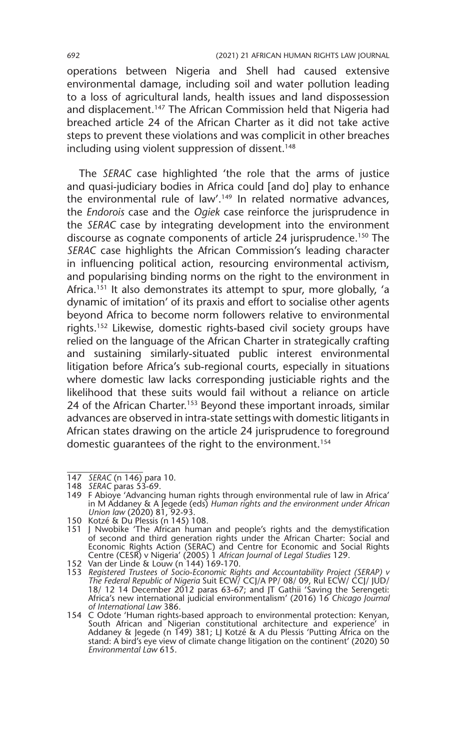operations between Nigeria and Shell had caused extensive environmental damage, including soil and water pollution leading to a loss of agricultural lands, health issues and land dispossession and displacement.[147] The African Commission held that Nigeria had breached article 24 of the African Charter as it did not take active steps to prevent these violations and was complicit in other breaches including using violent suppression of dissent.[148]

The *SERAC* case highlighted 'the role that the arms of justice and quasi-judiciary bodies in Africa could [and do] play to enhance the environmental rule of law'.[149] In related normative advances, the *Endorois* case and the *Ogiek* case reinforce the jurisprudence in the *SERAC* case by integrating development into the environment discourse as cognate components of article 24 jurisprudence.[150] The *SERAC* case highlights the African Commission's leading character in influencing political action, resourcing environmental activism, and popularising binding norms on the right to the environment in Africa.[151] It also demonstrates its attempt to spur, more globally, 'a dynamic of imitation' of its praxis and effort to socialise other agents beyond Africa to become norm followers relative to environmental rights.[152] Likewise, domestic rights-based civil society groups have relied on the language of the African Charter in strategically crafting and sustaining similarly-situated public interest environmental litigation before Africa's sub-regional courts, especially in situations where domestic law lacks corresponding justiciable rights and the likelihood that these suits would fail without a reliance on article 24 of the African Charter.[153] Beyond these important inroads, similar advances are observed in intra-state settings with domestic litigants in African states drawing on the article 24 jurisprudence to foreground domestic guarantees of the right to the environment.[154]

---

147 *SERAC* (n 146) para 10.

148 *SERAC* paras 53-69.

149 F Abioye 'Advancing human rights through environmental rule of law in Africa' in M Addaney & A Jegede (eds) *Human rights and the environment under African Union law* (2020) 81, 92-93.

150 Kotzé & Du Plessis (n 145) 108.

151 J Nwobike 'The African human and people's rights and the demystification of second and third generation rights under the African Charter: Social and Economic Rights Action (SERAC) and Centre for Economic and Social Rights Centre (CESR) v Nigeria' (2005) 1 *African Journal of Legal Studies* 129.

152 Van der Linde & Louw (n 144) 169-170.

153 *Registered Trustees of Socio-Economic Rights and Accountability Project (SERAP) v The Federal Republic of Nigeria* Suit ECW/ CCJ/A PP/ 08/ 09, Rul ECW/ CCJ/ JUD/ 18/ 12 14 December 2012 paras 63-67; and JT Gathii 'Saving the Serengeti: Africa's new international judicial environmentalism' (2016) 16 *Chicago Journal of International Law* 386.

154 C Odote 'Human rights-based approach to environmental protection: Kenyan, South African and Nigerian constitutional architecture and experience' in Addaney & Jegede (n 149) 381; LJ Kotzé & A du Plessis 'Putting Africa on the stand: A bird's eye view of climate change litigation on the continent' (2020) 50 *Environmental Law* 615.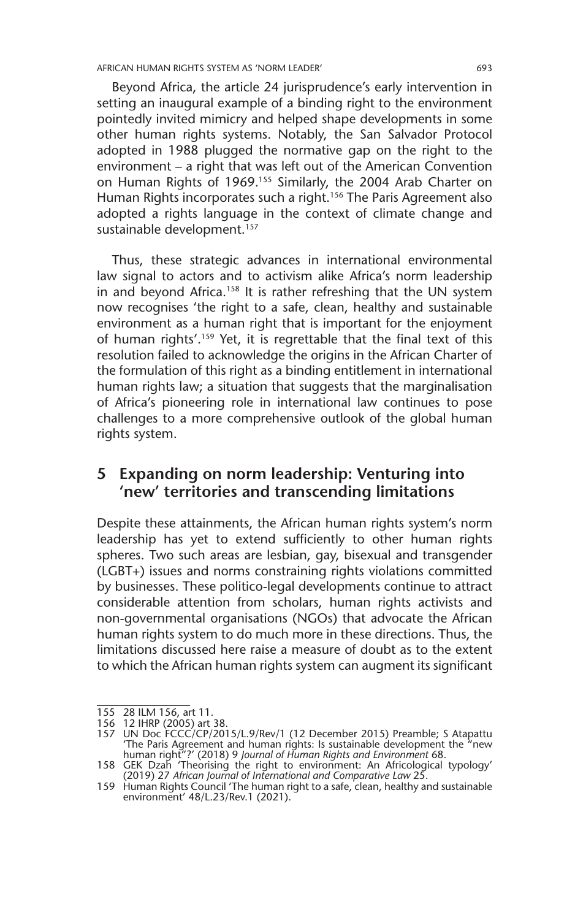Beyond Africa, the article 24 jurisprudence's early intervention in setting an inaugural example of a binding right to the environment pointedly invited mimicry and helped shape developments in some other human rights systems. Notably, the San Salvador Protocol adopted in 1988 plugged the normative gap on the right to the environment – a right that was left out of the American Convention on Human Rights of 1969.[155] Similarly, the 2004 Arab Charter on Human Rights incorporates such a right.[156] The Paris Agreement also adopted a rights language in the context of climate change and sustainable development.[157]

Thus, these strategic advances in international environmental law signal to actors and to activism alike Africa's norm leadership in and beyond Africa.[158] It is rather refreshing that the UN system now recognises 'the right to a safe, clean, healthy and sustainable environment as a human right that is important for the enjoyment of human rights'.[159] Yet, it is regrettable that the final text of this resolution failed to acknowledge the origins in the African Charter of the formulation of this right as a binding entitlement in international human rights law; a situation that suggests that the marginalisation of Africa's pioneering role in international law continues to pose challenges to a more comprehensive outlook of the global human rights system.

## 5 Expanding on norm leadership: Venturing into 'new' territories and transcending limitations

Despite these attainments, the African human rights system's norm leadership has yet to extend sufficiently to other human rights spheres. Two such areas are lesbian, gay, bisexual and transgender (LGBT+) issues and norms constraining rights violations committed by businesses. These politico-legal developments continue to attract considerable attention from scholars, human rights activists and non-governmental organisations (NGOs) that advocate the African human rights system to do much more in these directions. Thus, the limitations discussed here raise a measure of doubt as to the extent to which the African human rights system can augment its significant

---

155 28 ILM 156, art 11.

156 12 IHRP (2005) art 38.

157 UN Doc FCCC/CP/2015/L.9/Rev/1 (12 December 2015) Preamble; S Atapattu 'The Paris Agreement and human rights: Is sustainable development the "new human right"?' (2018) 9 *Journal of Human Rights and Environment* 68.

158 GEK Dzah 'Theorising the right to environment: An Africological typology' (2019) 27 *African Journal of International and Comparative Law* 25.

159 Human Rights Council 'The human right to a safe, clean, healthy and sustainable environment' 48/L.23/Rev.1 (2021).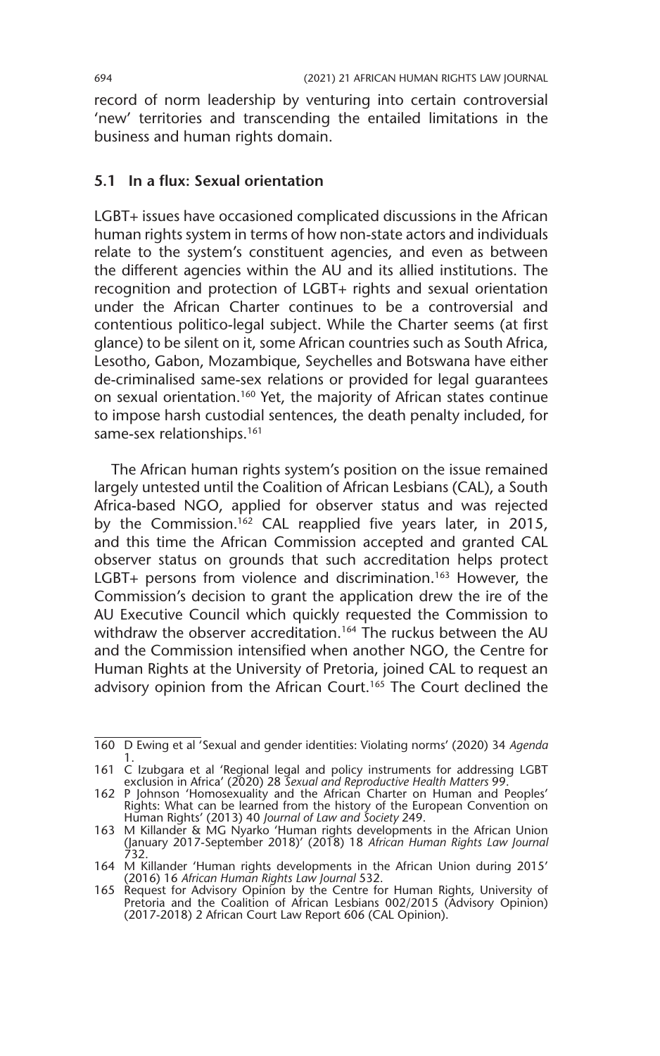record of norm leadership by venturing into certain controversial 'new' territories and transcending the entailed limitations in the business and human rights domain.

### 5.1 In a flux: Sexual orientation

LGBT+ issues have occasioned complicated discussions in the African human rights system in terms of how non-state actors and individuals relate to the system's constituent agencies, and even as between the different agencies within the AU and its allied institutions. The recognition and protection of LGBT+ rights and sexual orientation under the African Charter continues to be a controversial and contentious politico-legal subject. While the Charter seems (at first glance) to be silent on it, some African countries such as South Africa, Lesotho, Gabon, Mozambique, Seychelles and Botswana have either de-criminalised same-sex relations or provided for legal guarantees on sexual orientation.[160] Yet, the majority of African states continue to impose harsh custodial sentences, the death penalty included, for same-sex relationships.[161]

The African human rights system's position on the issue remained largely untested until the Coalition of African Lesbians (CAL), a South Africa-based NGO, applied for observer status and was rejected by the Commission.[162] CAL reapplied five years later, in 2015, and this time the African Commission accepted and granted CAL observer status on grounds that such accreditation helps protect LGBT+ persons from violence and discrimination.[163] However, the Commission's decision to grant the application drew the ire of the AU Executive Council which quickly requested the Commission to withdraw the observer accreditation.[164] The ruckus between the AU and the Commission intensified when another NGO, the Centre for Human Rights at the University of Pretoria, joined CAL to request an advisory opinion from the African Court.[165] The Court declined the

---

160 D Ewing et al 'Sexual and gender identities: Violating norms' (2020) 34 *Agenda* 1.

161 C Izubgara et al 'Regional legal and policy instruments for addressing LGBT exclusion in Africa' (2020) 28 *Sexual and Reproductive Health Matters* 99.

162 P Johnson 'Homosexuality and the African Charter on Human and Peoples' Rights: What can be learned from the history of the European Convention on Human Rights' (2013) 40 *Journal of Law and Society* 249.

163 M Killander & MG Nyarko 'Human rights developments in the African Union (January 2017-September 2018)' (2018) 18 *African Human Rights Law Journal* 732.

164 M Killander 'Human rights developments in the African Union during 2015' (2016) 16 *African Human Rights Law Journal* 532.

165 Request for Advisory Opinion by the Centre for Human Rights, University of Pretoria and the Coalition of African Lesbians 002/2015 (Advisory Opinion) (2017-2018) 2 African Court Law Report 606 (CAL Opinion).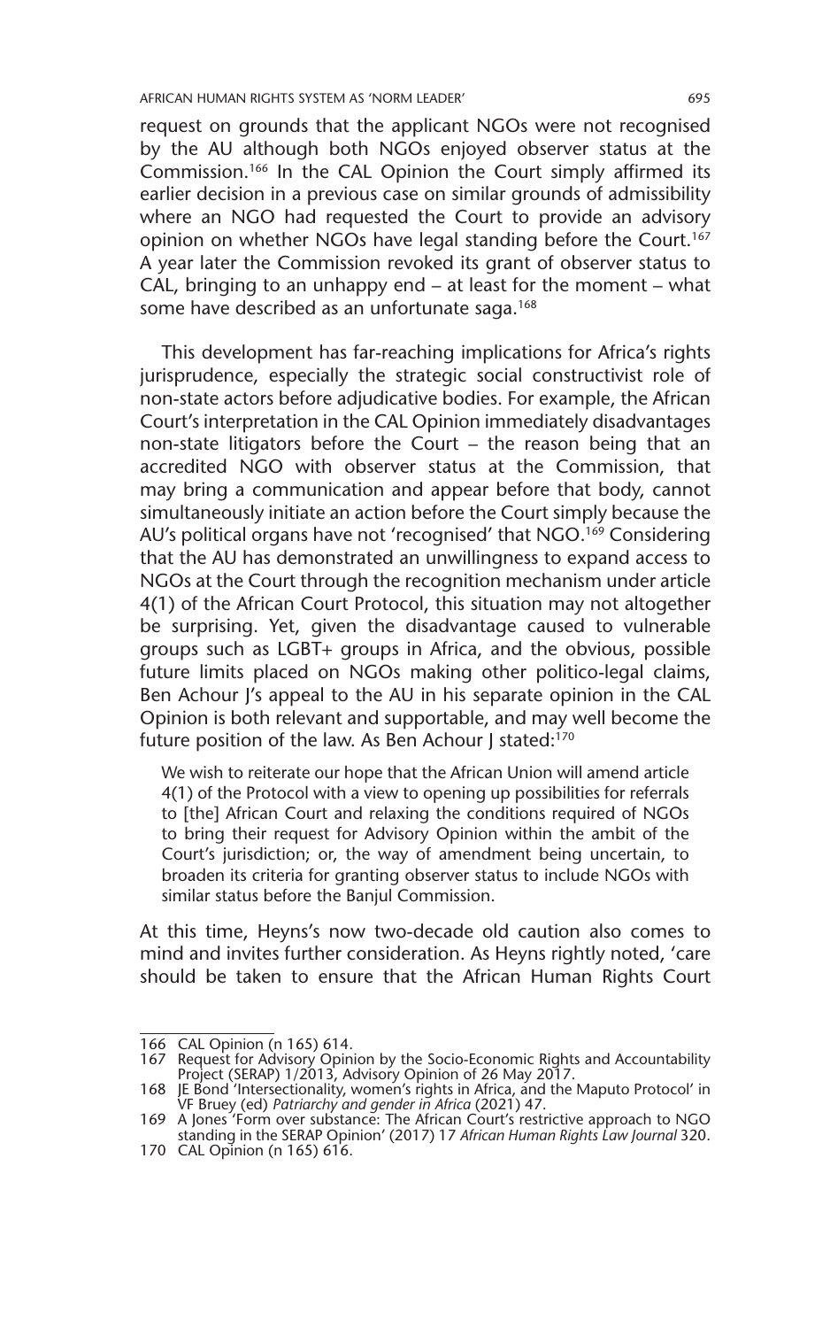request on grounds that the applicant NGOs were not recognised by the AU although both NGOs enjoyed observer status at the Commission.[166] In the CAL Opinion the Court simply affirmed its earlier decision in a previous case on similar grounds of admissibility where an NGO had requested the Court to provide an advisory opinion on whether NGOs have legal standing before the Court.[167] A year later the Commission revoked its grant of observer status to CAL, bringing to an unhappy end – at least for the moment – what some have described as an unfortunate saga.[168]

This development has far-reaching implications for Africa's rights jurisprudence, especially the strategic social constructivist role of non-state actors before adjudicative bodies. For example, the African Court's interpretation in the CAL Opinion immediately disadvantages non-state litigators before the Court – the reason being that an accredited NGO with observer status at the Commission, that may bring a communication and appear before that body, cannot simultaneously initiate an action before the Court simply because the AU's political organs have not 'recognised' that NGO.[169] Considering that the AU has demonstrated an unwillingness to expand access to NGOs at the Court through the recognition mechanism under article 4(1) of the African Court Protocol, this situation may not altogether be surprising. Yet, given the disadvantage caused to vulnerable groups such as LGBT+ groups in Africa, and the obvious, possible future limits placed on NGOs making other politico-legal claims, Ben Achour J's appeal to the AU in his separate opinion in the CAL Opinion is both relevant and supportable, and may well become the future position of the law. As Ben Achour J stated:[170]

> We wish to reiterate our hope that the African Union will amend article 4(1) of the Protocol with a view to opening up possibilities for referrals to [the] African Court and relaxing the conditions required of NGOs to bring their request for Advisory Opinion within the ambit of the Court's jurisdiction; or, the way of amendment being uncertain, to broaden its criteria for granting observer status to include NGOs with similar status before the Banjul Commission.

At this time, Heyns's now two-decade old caution also comes to mind and invites further consideration. As Heyns rightly noted, 'care should be taken to ensure that the African Human Rights Court

---

166 CAL Opinion (n 165) 614.

167 Request for Advisory Opinion by the Socio-Economic Rights and Accountability Project (SERAP) 1/2013, Advisory Opinion of 26 May 2017.

168 JE Bond 'Intersectionality, women's rights in Africa, and the Maputo Protocol' in VF Bruey (ed) *Patriarchy and gender in Africa* (2021) 47.

169 A Jones 'Form over substance: The African Court's restrictive approach to NGO standing in the SERAP Opinion' (2017) 17 *African Human Rights Law Journal* 320.

170 CAL Opinion (n 165) 616.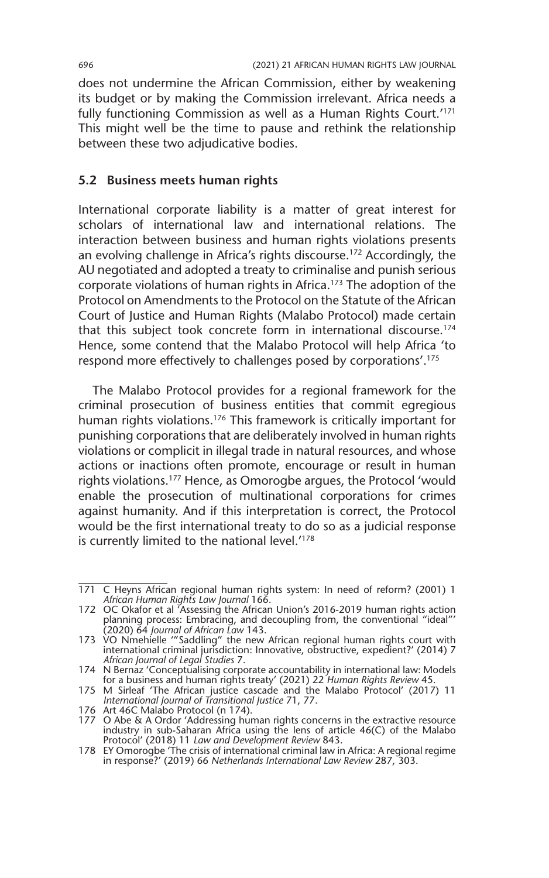does not undermine the African Commission, either by weakening its budget or by making the Commission irrelevant. Africa needs a fully functioning Commission as well as a Human Rights Court.'[171] This might well be the time to pause and rethink the relationship between these two adjudicative bodies.

### 5.2 Business meets human rights

International corporate liability is a matter of great interest for scholars of international law and international relations. The interaction between business and human rights violations presents an evolving challenge in Africa's rights discourse.[172] Accordingly, the AU negotiated and adopted a treaty to criminalise and punish serious corporate violations of human rights in Africa.[173] The adoption of the Protocol on Amendments to the Protocol on the Statute of the African Court of Justice and Human Rights (Malabo Protocol) made certain that this subject took concrete form in international discourse.[174] Hence, some contend that the Malabo Protocol will help Africa 'to respond more effectively to challenges posed by corporations'.[175]

The Malabo Protocol provides for a regional framework for the criminal prosecution of business entities that commit egregious human rights violations.[176] This framework is critically important for punishing corporations that are deliberately involved in human rights violations or complicit in illegal trade in natural resources, and whose actions or inactions often promote, encourage or result in human rights violations.[177] Hence, as Omorogbe argues, the Protocol 'would enable the prosecution of multinational corporations for crimes against humanity. And if this interpretation is correct, the Protocol would be the first international treaty to do so as a judicial response is currently limited to the national level.'[178]

---

171 C Heyns African regional human rights system: In need of reform? (2001) 1 *African Human Rights Law Journal* 166.

172 OC Okafor et al 'Assessing the African Union's 2016-2019 human rights action planning process: Embracing, and decoupling from, the conventional "ideal"' (2020) 64 *Journal of African Law* 143.

173 VO Nmehielle '"Saddling" the new African regional human rights court with international criminal jurisdiction: Innovative, obstructive, expedient?' (2014) 7 *African Journal of Legal Studies* 7.

174 N Bernaz 'Conceptualising corporate accountability in international law: Models for a business and human rights treaty' (2021) 22 *Human Rights Review* 45.

175 M Sirleaf 'The African justice cascade and the Malabo Protocol' (2017) 11 *International Journal of Transitional Justice* 71, 77.

176 Art 46C Malabo Protocol (n 174).

177 O Abe & A Ordor 'Addressing human rights concerns in the extractive resource industry in sub-Saharan Africa using the lens of article 46(C) of the Malabo Protocol' (2018) 11 *Law and Development Review* 843.

178 EY Omorogbe 'The crisis of international criminal law in Africa: A regional regime in response?' (2019) 66 *Netherlands International Law Review* 287, 303.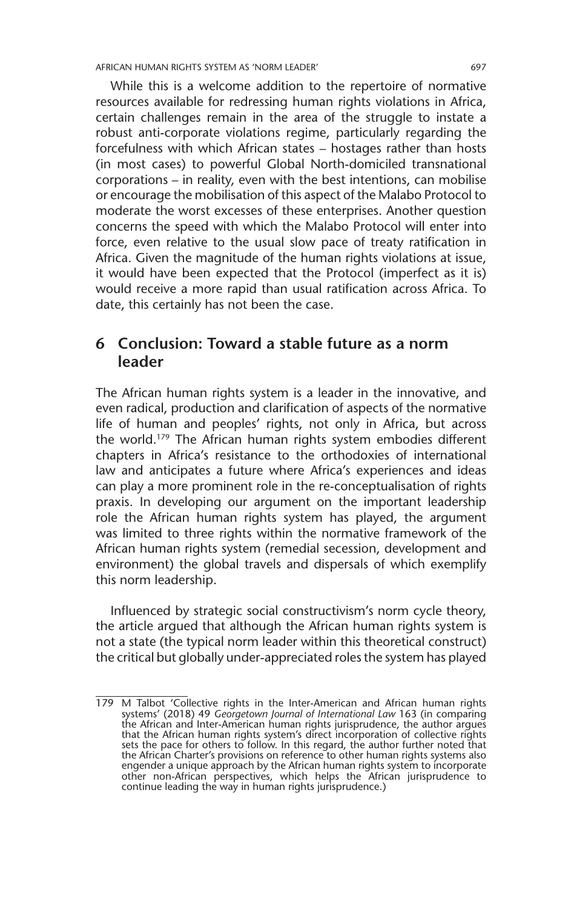While this is a welcome addition to the repertoire of normative resources available for redressing human rights violations in Africa, certain challenges remain in the area of the struggle to instate a robust anti-corporate violations regime, particularly regarding the forcefulness with which African states – hostages rather than hosts (in most cases) to powerful Global North-domiciled transnational corporations – in reality, even with the best intentions, can mobilise or encourage the mobilisation of this aspect of the Malabo Protocol to moderate the worst excesses of these enterprises. Another question concerns the speed with which the Malabo Protocol will enter into force, even relative to the usual slow pace of treaty ratification in Africa. Given the magnitude of the human rights violations at issue, it would have been expected that the Protocol (imperfect as it is) would receive a more rapid than usual ratification across Africa. To date, this certainly has not been the case.

## 6 Conclusion: Toward a stable future as a norm leader

The African human rights system is a leader in the innovative, and even radical, production and clarification of aspects of the normative life of human and peoples' rights, not only in Africa, but across the world.[179] The African human rights system embodies different chapters in Africa's resistance to the orthodoxies of international law and anticipates a future where Africa's experiences and ideas can play a more prominent role in the re-conceptualisation of rights praxis. In developing our argument on the important leadership role the African human rights system has played, the argument was limited to three rights within the normative framework of the African human rights system (remedial secession, development and environment) the global travels and dispersals of which exemplify this norm leadership.

Influenced by strategic social constructivism's norm cycle theory, the article argued that although the African human rights system is not a state (the typical norm leader within this theoretical construct) the critical but globally under-appreciated roles the system has played

---

179 M Talbot 'Collective rights in the Inter-American and African human rights systems' (2018) 49 *Georgetown Journal of International Law* 163 (in comparing the African and Inter-American human rights jurisprudence, the author argues that the African human rights system's direct incorporation of collective rights sets the pace for others to follow. In this regard, the author further noted that the African Charter's provisions on reference to other human rights systems also engender a unique approach by the African human rights system to incorporate other non-African perspectives, which helps the African jurisprudence to continue leading the way in human rights jurisprudence.)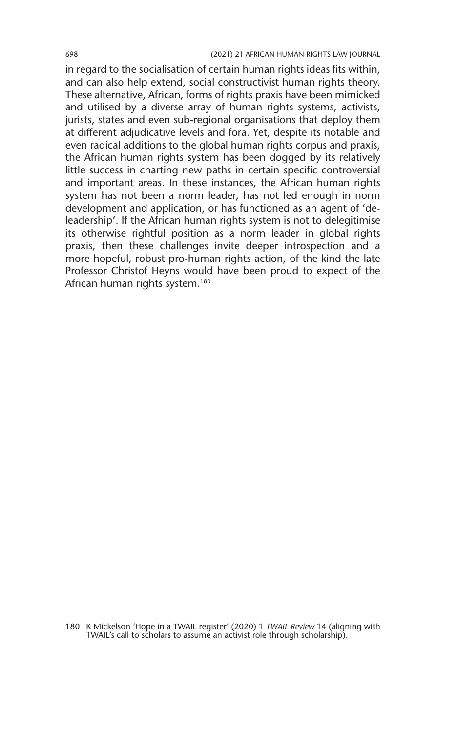in regard to the socialisation of certain human rights ideas fits within, and can also help extend, social constructivist human rights theory. These alternative, African, forms of rights praxis have been mimicked and utilised by a diverse array of human rights systems, activists, jurists, states and even sub-regional organisations that deploy them at different adjudicative levels and fora. Yet, despite its notable and even radical additions to the global human rights corpus and praxis, the African human rights system has been dogged by its relatively little success in charting new paths in certain specific controversial and important areas. In these instances, the African human rights system has not been a norm leader, has not led enough in norm development and application, or has functioned as an agent of 'de-leadership'. If the African human rights system is not to delegitimise its otherwise rightful position as a norm leader in global rights praxis, then these challenges invite deeper introspection and a more hopeful, robust pro-human rights action, of the kind the late Professor Christof Heyns would have been proud to expect of the African human rights system.[180]

---

180 K Mickelson 'Hope in a TWAIL register' (2020) 1 *TWAIL Review* 14 (aligning with TWAIL's call to scholars to assume an activist role through scholarship).